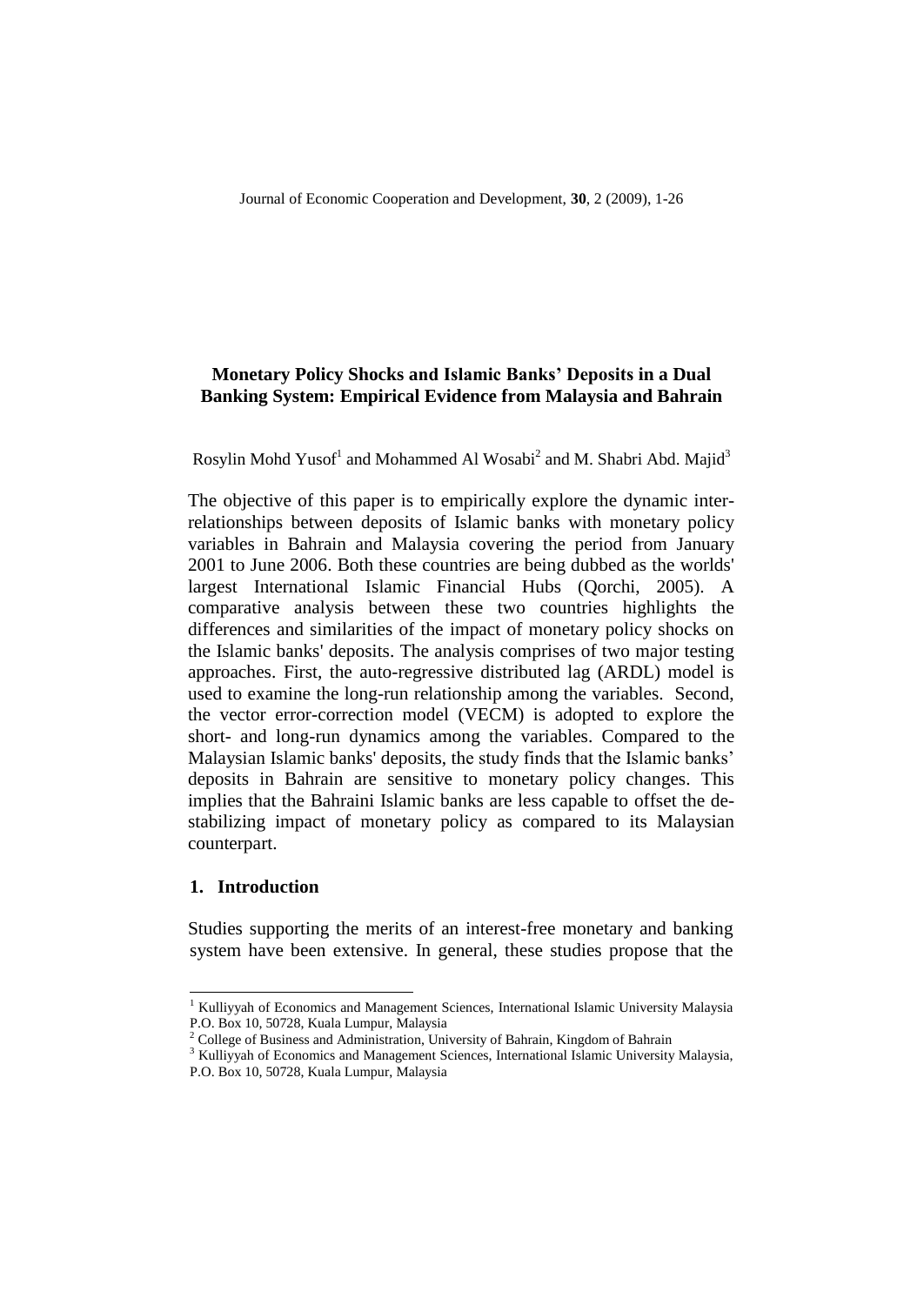# Monetary Policy Shocks and Islamic Banks' Deposits in a Dual Banking System: Empirical Evidence from Malaysia and Bahrain

Rosylin Mohd Yusof[1] and Mohammed Al Wosabi[2] and M. Shabri Abd. Majid[3]

The objective of this paper is to empirically explore the dynamic inter-relationships between deposits of Islamic banks with monetary policy variables in Bahrain and Malaysia covering the period from January 2001 to June 2006. Both these countries are being dubbed as the worlds' largest International Islamic Financial Hubs (Qorchi, 2005). A comparative analysis between these two countries highlights the differences and similarities of the impact of monetary policy shocks on the Islamic banks' deposits. The analysis comprises of two major testing approaches. First, the auto-regressive distributed lag (ARDL) model is used to examine the long-run relationship among the variables. Second, the vector error-correction model (VECM) is adopted to explore the short- and long-run dynamics among the variables. Compared to the Malaysian Islamic banks' deposits, the study finds that the Islamic banks' deposits in Bahrain are sensitive to monetary policy changes. This implies that the Bahraini Islamic banks are less capable to offset the de-stabilizing impact of monetary policy as compared to its Malaysian counterpart.

## 1. Introduction

Studies supporting the merits of an interest-free monetary and banking system have been extensive. In general, these studies propose that the

---

[1] Kulliyyah of Economics and Management Sciences, International Islamic University Malaysia P.O. Box 10, 50728, Kuala Lumpur, Malaysia

[2] College of Business and Administration, University of Bahrain, Kingdom of Bahrain

[3] Kulliyyah of Economics and Management Sciences, International Islamic University Malaysia, P.O. Box 10, 50728, Kuala Lumpur, Malaysia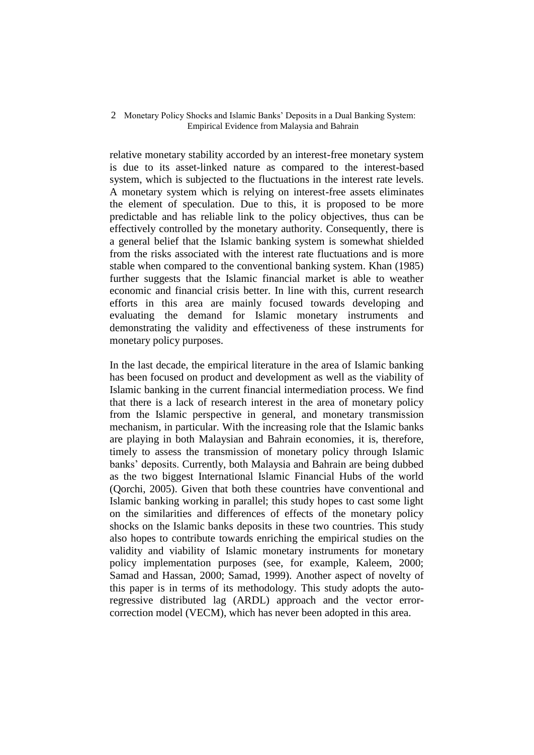relative monetary stability accorded by an interest-free monetary system is due to its asset-linked nature as compared to the interest-based system, which is subjected to the fluctuations in the interest rate levels. A monetary system which is relying on interest-free assets eliminates the element of speculation. Due to this, it is proposed to be more predictable and has reliable link to the policy objectives, thus can be effectively controlled by the monetary authority. Consequently, there is a general belief that the Islamic banking system is somewhat shielded from the risks associated with the interest rate fluctuations and is more stable when compared to the conventional banking system. Khan (1985) further suggests that the Islamic financial market is able to weather economic and financial crisis better. In line with this, current research efforts in this area are mainly focused towards developing and evaluating the demand for Islamic monetary instruments and demonstrating the validity and effectiveness of these instruments for monetary policy purposes.

In the last decade, the empirical literature in the area of Islamic banking has been focused on product and development as well as the viability of Islamic banking in the current financial intermediation process. We find that there is a lack of research interest in the area of monetary policy from the Islamic perspective in general, and monetary transmission mechanism, in particular. With the increasing role that the Islamic banks are playing in both Malaysian and Bahrain economies, it is, therefore, timely to assess the transmission of monetary policy through Islamic banks' deposits. Currently, both Malaysia and Bahrain are being dubbed as the two biggest International Islamic Financial Hubs of the world (Qorchi, 2005). Given that both these countries have conventional and Islamic banking working in parallel; this study hopes to cast some light on the similarities and differences of effects of the monetary policy shocks on the Islamic banks deposits in these two countries. This study also hopes to contribute towards enriching the empirical studies on the validity and viability of Islamic monetary instruments for monetary policy implementation purposes (see, for example, Kaleem, 2000; Samad and Hassan, 2000; Samad, 1999). Another aspect of novelty of this paper is in terms of its methodology. This study adopts the auto-regressive distributed lag (ARDL) approach and the vector error-correction model (VECM), which has never been adopted in this area.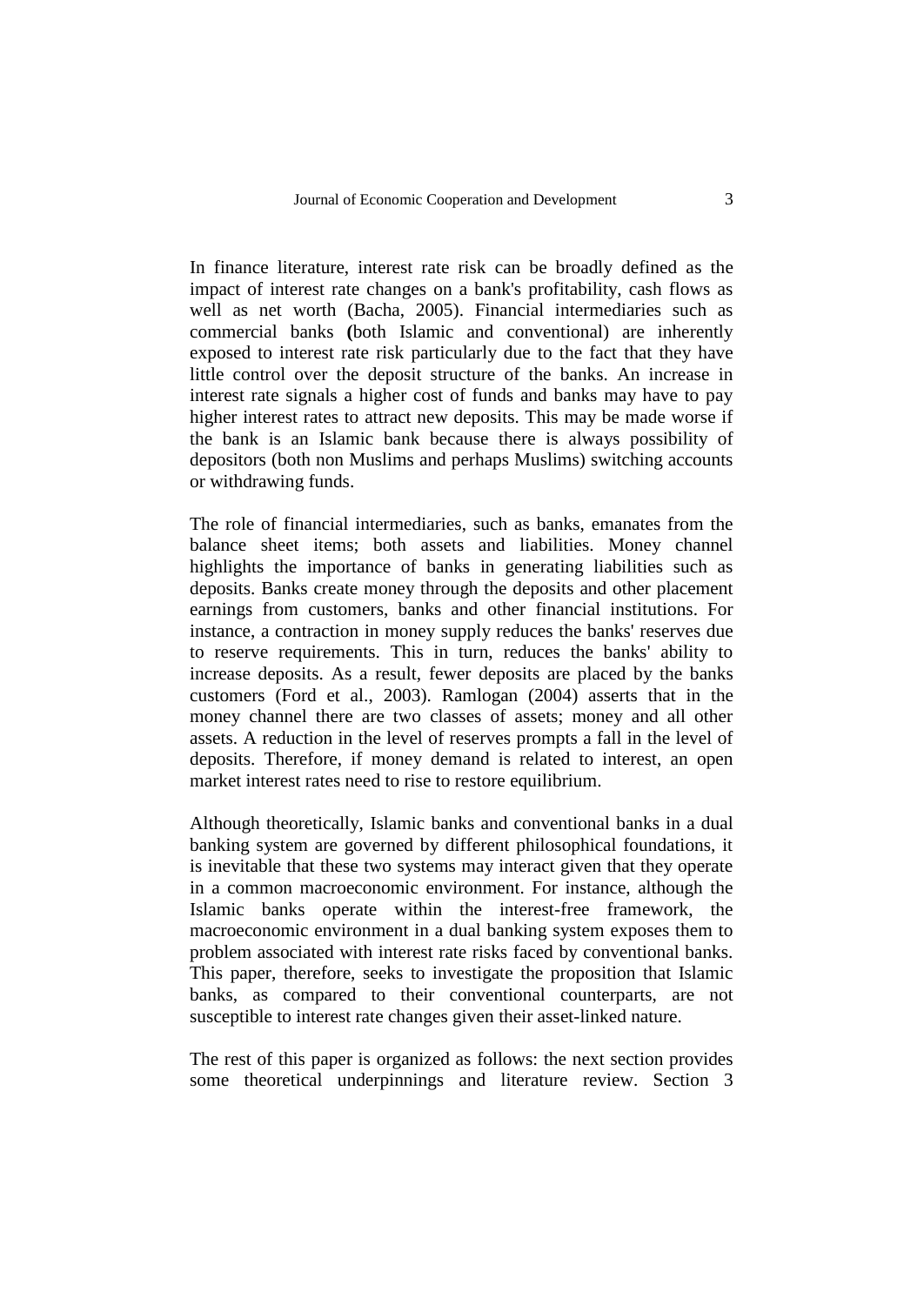In finance literature, interest rate risk can be broadly defined as the impact of interest rate changes on a bank's profitability, cash flows as well as net worth (Bacha, 2005). Financial intermediaries such as commercial banks (both Islamic and conventional) are inherently exposed to interest rate risk particularly due to the fact that they have little control over the deposit structure of the banks. An increase in interest rate signals a higher cost of funds and banks may have to pay higher interest rates to attract new deposits. This may be made worse if the bank is an Islamic bank because there is always possibility of depositors (both non Muslims and perhaps Muslims) switching accounts or withdrawing funds.

The role of financial intermediaries, such as banks, emanates from the balance sheet items; both assets and liabilities. Money channel highlights the importance of banks in generating liabilities such as deposits. Banks create money through the deposits and other placement earnings from customers, banks and other financial institutions. For instance, a contraction in money supply reduces the banks' reserves due to reserve requirements. This in turn, reduces the banks' ability to increase deposits. As a result, fewer deposits are placed by the banks customers (Ford et al., 2003). Ramlogan (2004) asserts that in the money channel there are two classes of assets; money and all other assets. A reduction in the level of reserves prompts a fall in the level of deposits. Therefore, if money demand is related to interest, an open market interest rates need to rise to restore equilibrium.

Although theoretically, Islamic banks and conventional banks in a dual banking system are governed by different philosophical foundations, it is inevitable that these two systems may interact given that they operate in a common macroeconomic environment. For instance, although the Islamic banks operate within the interest-free framework, the macroeconomic environment in a dual banking system exposes them to problem associated with interest rate risks faced by conventional banks. This paper, therefore, seeks to investigate the proposition that Islamic banks, as compared to their conventional counterparts, are not susceptible to interest rate changes given their asset-linked nature.

The rest of this paper is organized as follows: the next section provides some theoretical underpinnings and literature review. Section 3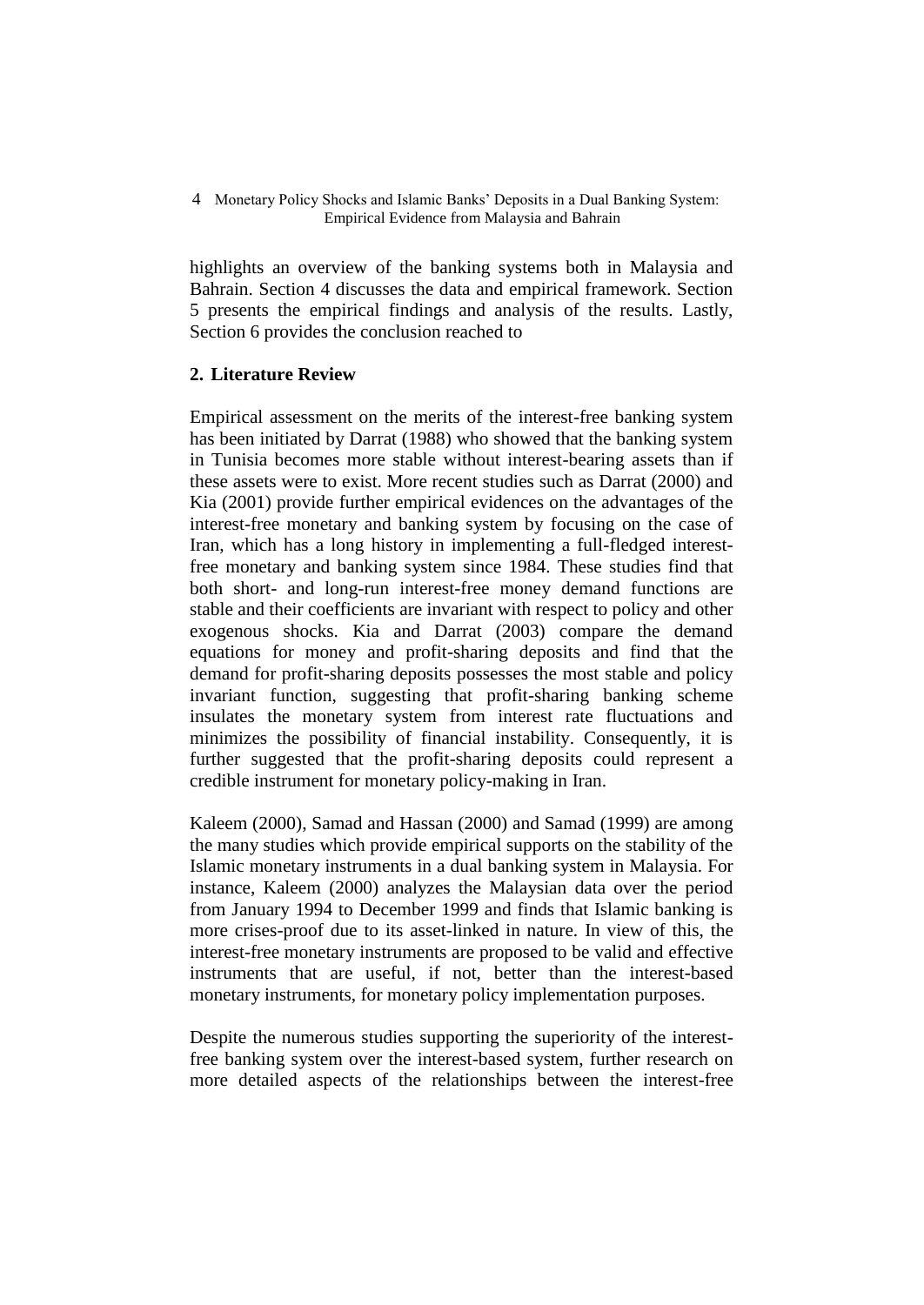highlights an overview of the banking systems both in Malaysia and Bahrain. Section 4 discusses the data and empirical framework. Section 5 presents the empirical findings and analysis of the results. Lastly, Section 6 provides the conclusion reached to

## 2. Literature Review

Empirical assessment on the merits of the interest-free banking system has been initiated by Darrat (1988) who showed that the banking system in Tunisia becomes more stable without interest-bearing assets than if these assets were to exist. More recent studies such as Darrat (2000) and Kia (2001) provide further empirical evidences on the advantages of the interest-free monetary and banking system by focusing on the case of Iran, which has a long history in implementing a full-fledged interest-free monetary and banking system since 1984. These studies find that both short- and long-run interest-free money demand functions are stable and their coefficients are invariant with respect to policy and other exogenous shocks. Kia and Darrat (2003) compare the demand equations for money and profit-sharing deposits and find that the demand for profit-sharing deposits possesses the most stable and policy invariant function, suggesting that profit-sharing banking scheme insulates the monetary system from interest rate fluctuations and minimizes the possibility of financial instability. Consequently, it is further suggested that the profit-sharing deposits could represent a credible instrument for monetary policy-making in Iran.

Kaleem (2000), Samad and Hassan (2000) and Samad (1999) are among the many studies which provide empirical supports on the stability of the Islamic monetary instruments in a dual banking system in Malaysia. For instance, Kaleem (2000) analyzes the Malaysian data over the period from January 1994 to December 1999 and finds that Islamic banking is more crises-proof due to its asset-linked in nature. In view of this, the interest-free monetary instruments are proposed to be valid and effective instruments that are useful, if not, better than the interest-based monetary instruments, for monetary policy implementation purposes.

Despite the numerous studies supporting the superiority of the interest-free banking system over the interest-based system, further research on more detailed aspects of the relationships between the interest-free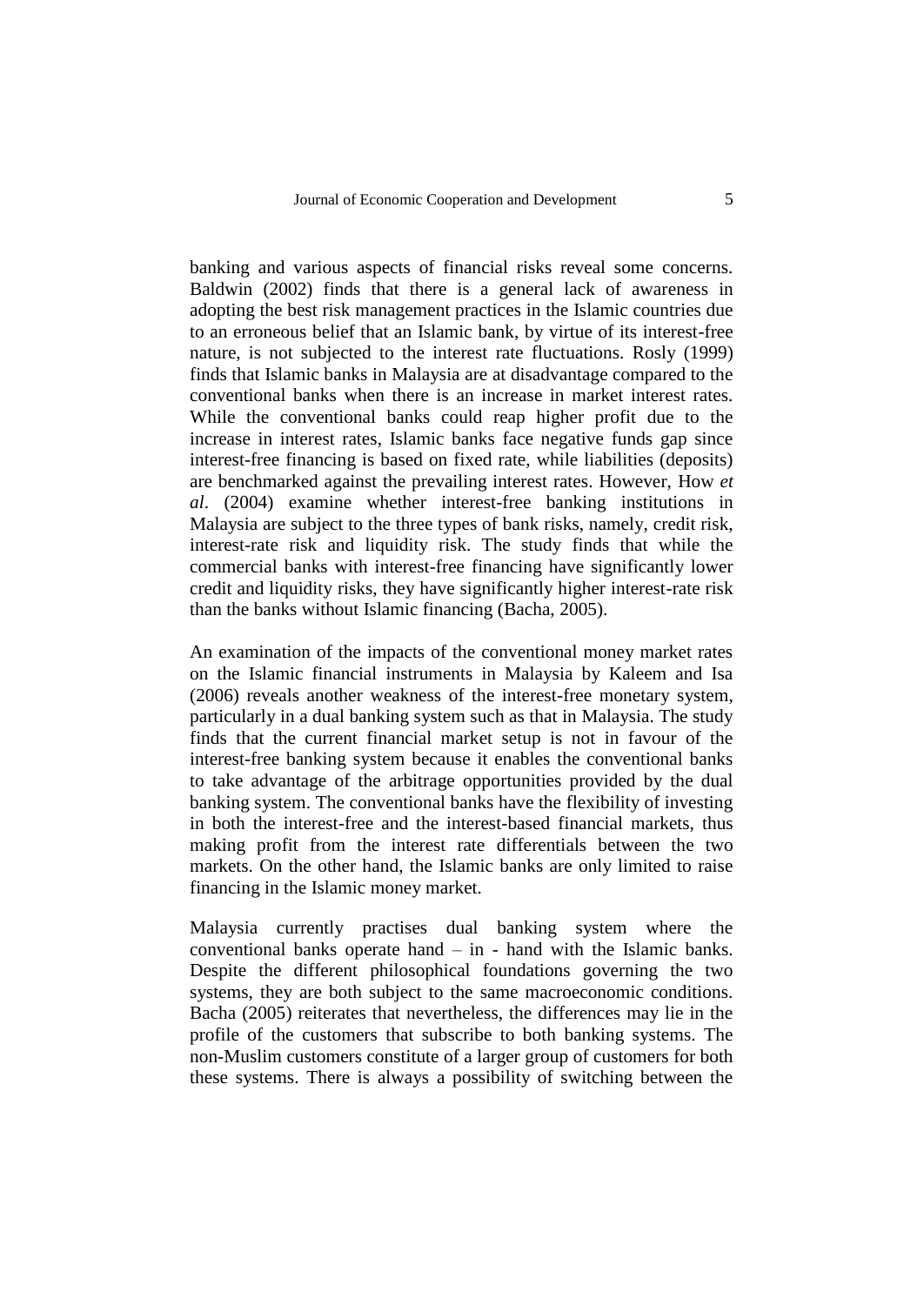banking and various aspects of financial risks reveal some concerns. Baldwin (2002) finds that there is a general lack of awareness in adopting the best risk management practices in the Islamic countries due to an erroneous belief that an Islamic bank, by virtue of its interest-free nature, is not subjected to the interest rate fluctuations. Rosly (1999) finds that Islamic banks in Malaysia are at disadvantage compared to the conventional banks when there is an increase in market interest rates. While the conventional banks could reap higher profit due to the increase in interest rates, Islamic banks face negative funds gap since interest-free financing is based on fixed rate, while liabilities (deposits) are benchmarked against the prevailing interest rates. However, How *et al*. (2004) examine whether interest-free banking institutions in Malaysia are subject to the three types of bank risks, namely, credit risk, interest-rate risk and liquidity risk. The study finds that while the commercial banks with interest-free financing have significantly lower credit and liquidity risks, they have significantly higher interest-rate risk than the banks without Islamic financing (Bacha, 2005).

An examination of the impacts of the conventional money market rates on the Islamic financial instruments in Malaysia by Kaleem and Isa (2006) reveals another weakness of the interest-free monetary system, particularly in a dual banking system such as that in Malaysia. The study finds that the current financial market setup is not in favour of the interest-free banking system because it enables the conventional banks to take advantage of the arbitrage opportunities provided by the dual banking system. The conventional banks have the flexibility of investing in both the interest-free and the interest-based financial markets, thus making profit from the interest rate differentials between the two markets. On the other hand, the Islamic banks are only limited to raise financing in the Islamic money market.

Malaysia currently practises dual banking system where the conventional banks operate hand – in - hand with the Islamic banks. Despite the different philosophical foundations governing the two systems, they are both subject to the same macroeconomic conditions. Bacha (2005) reiterates that nevertheless, the differences may lie in the profile of the customers that subscribe to both banking systems. The non-Muslim customers constitute of a larger group of customers for both these systems. There is always a possibility of switching between the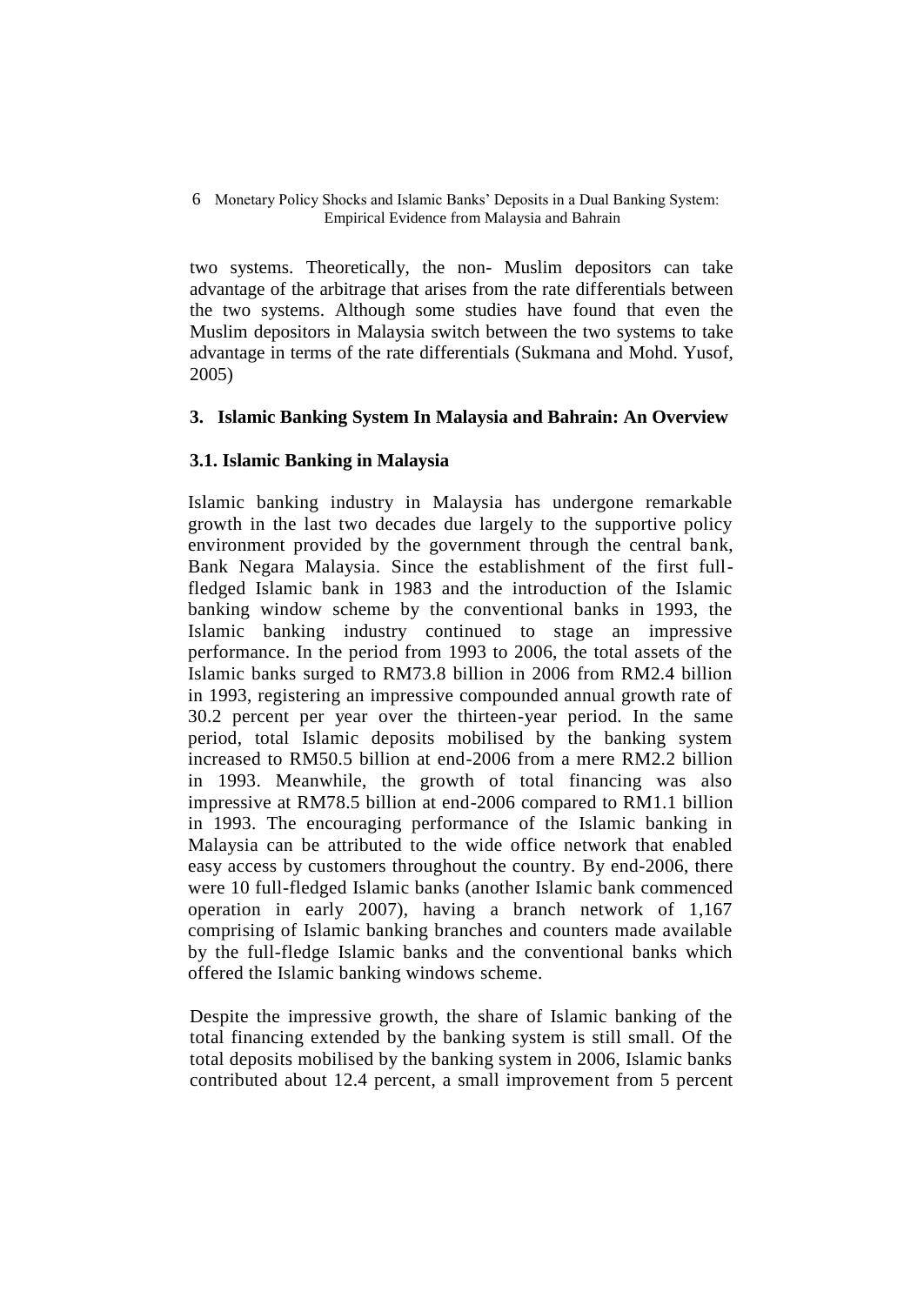two systems. Theoretically, the non- Muslim depositors can take advantage of the arbitrage that arises from the rate differentials between the two systems. Although some studies have found that even the Muslim depositors in Malaysia switch between the two systems to take advantage in terms of the rate differentials (Sukmana and Mohd. Yusof, 2005)

## 3. Islamic Banking System In Malaysia and Bahrain: An Overview

### 3.1. Islamic Banking in Malaysia

Islamic banking industry in Malaysia has undergone remarkable growth in the last two decades due largely to the supportive policy environment provided by the government through the central bank, Bank Negara Malaysia. Since the establishment of the first full-fledged Islamic bank in 1983 and the introduction of the Islamic banking window scheme by the conventional banks in 1993, the Islamic banking industry continued to stage an impressive performance. In the period from 1993 to 2006, the total assets of the Islamic banks surged to RM73.8 billion in 2006 from RM2.4 billion in 1993, registering an impressive compounded annual growth rate of 30.2 percent per year over the thirteen-year period. In the same period, total Islamic deposits mobilised by the banking system increased to RM50.5 billion at end-2006 from a mere RM2.2 billion in 1993. Meanwhile, the growth of total financing was also impressive at RM78.5 billion at end-2006 compared to RM1.1 billion in 1993. The encouraging performance of the Islamic banking in Malaysia can be attributed to the wide office network that enabled easy access by customers throughout the country. By end-2006, there were 10 full-fledged Islamic banks (another Islamic bank commenced operation in early 2007), having a branch network of 1,167 comprising of Islamic banking branches and counters made available by the full-fledge Islamic banks and the conventional banks which offered the Islamic banking windows scheme.

Despite the impressive growth, the share of Islamic banking of the total financing extended by the banking system is still small. Of the total deposits mobilised by the banking system in 2006, Islamic banks contributed about 12.4 percent, a small improvement from 5 percent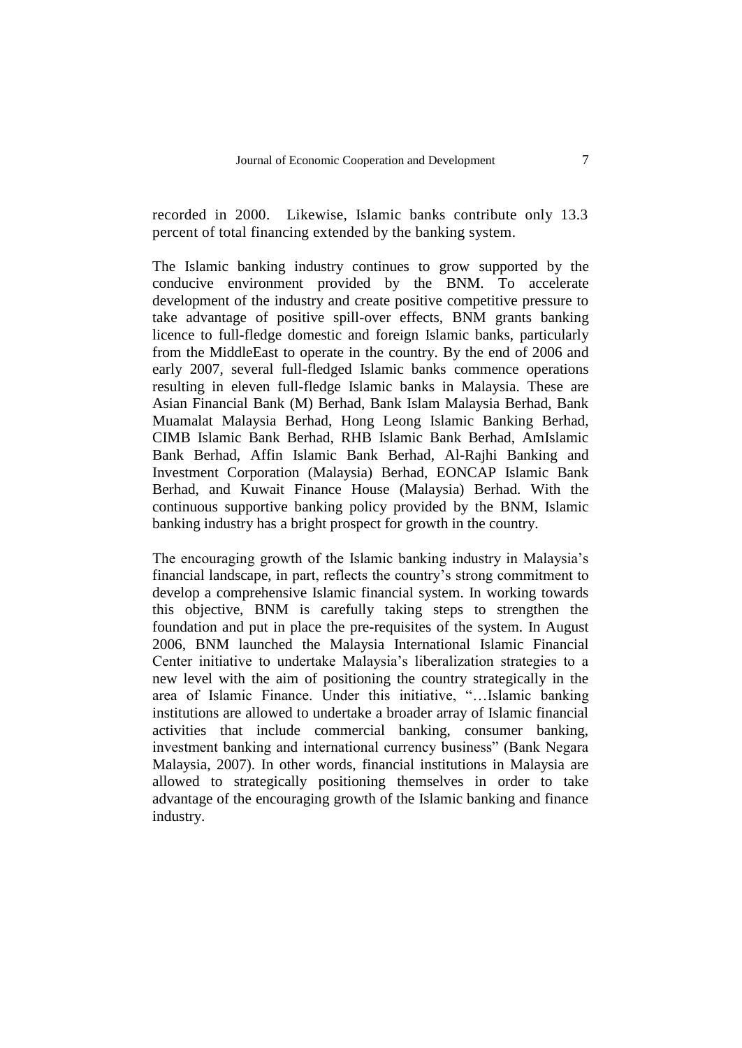recorded in 2000. Likewise, Islamic banks contribute only 13.3 percent of total financing extended by the banking system.

The Islamic banking industry continues to grow supported by the conducive environment provided by the BNM. To accelerate development of the industry and create positive competitive pressure to take advantage of positive spill-over effects, BNM grants banking licence to full-fledge domestic and foreign Islamic banks, particularly from the MiddleEast to operate in the country. By the end of 2006 and early 2007, several full-fledged Islamic banks commence operations resulting in eleven full-fledge Islamic banks in Malaysia. These are Asian Financial Bank (M) Berhad, Bank Islam Malaysia Berhad, Bank Muamalat Malaysia Berhad, Hong Leong Islamic Banking Berhad, CIMB Islamic Bank Berhad, RHB Islamic Bank Berhad, AmIslamic Bank Berhad, Affin Islamic Bank Berhad, Al-Rajhi Banking and Investment Corporation (Malaysia) Berhad, EONCAP Islamic Bank Berhad, and Kuwait Finance House (Malaysia) Berhad. With the continuous supportive banking policy provided by the BNM, Islamic banking industry has a bright prospect for growth in the country.

The encouraging growth of the Islamic banking industry in Malaysia's financial landscape, in part, reflects the country's strong commitment to develop a comprehensive Islamic financial system. In working towards this objective, BNM is carefully taking steps to strengthen the foundation and put in place the pre-requisites of the system. In August 2006, BNM launched the Malaysia International Islamic Financial Center initiative to undertake Malaysia's liberalization strategies to a new level with the aim of positioning the country strategically in the area of Islamic Finance. Under this initiative, "…Islamic banking institutions are allowed to undertake a broader array of Islamic financial activities that include commercial banking, consumer banking, investment banking and international currency business" (Bank Negara Malaysia, 2007). In other words, financial institutions in Malaysia are allowed to strategically positioning themselves in order to take advantage of the encouraging growth of the Islamic banking and finance industry.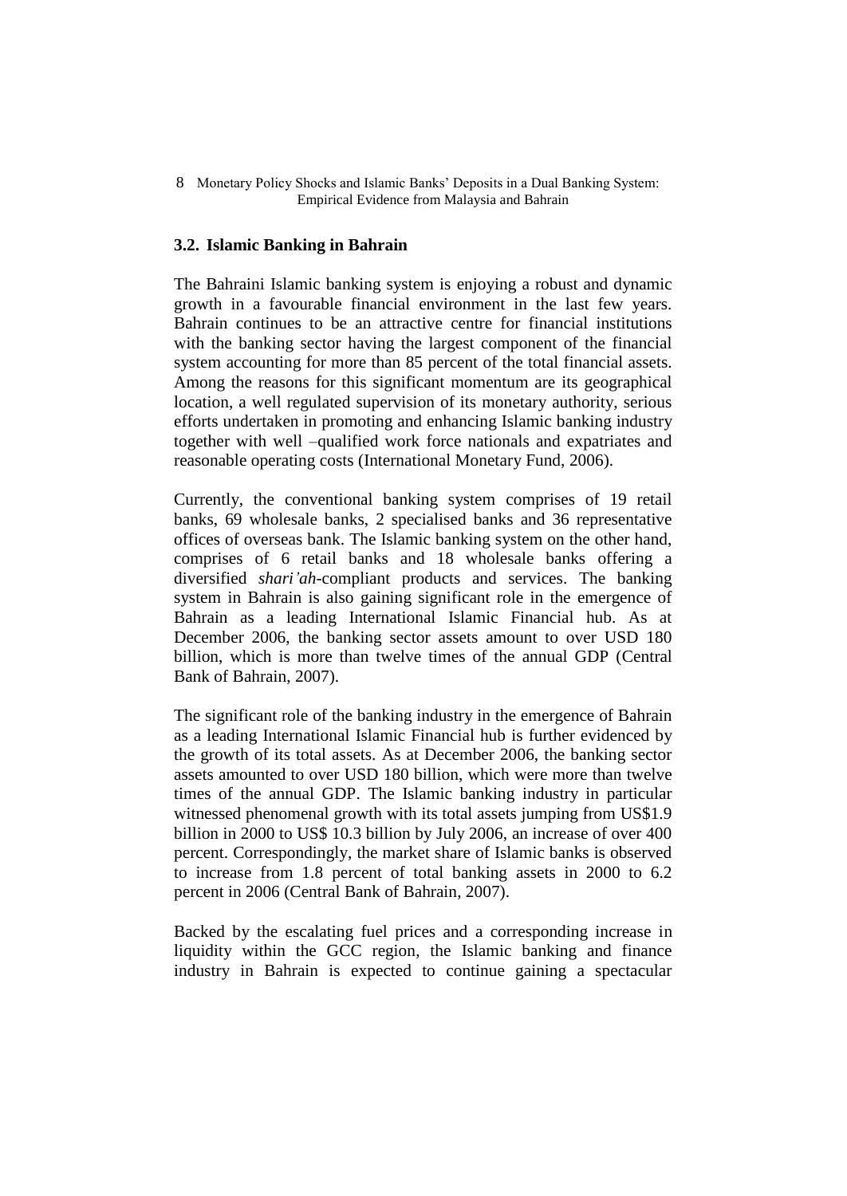### 3.2. Islamic Banking in Bahrain

The Bahraini Islamic banking system is enjoying a robust and dynamic growth in a favourable financial environment in the last few years. Bahrain continues to be an attractive centre for financial institutions with the banking sector having the largest component of the financial system accounting for more than 85 percent of the total financial assets. Among the reasons for this significant momentum are its geographical location, a well regulated supervision of its monetary authority, serious efforts undertaken in promoting and enhancing Islamic banking industry together with well –qualified work force nationals and expatriates and reasonable operating costs (International Monetary Fund, 2006).

Currently, the conventional banking system comprises of 19 retail banks, 69 wholesale banks, 2 specialised banks and 36 representative offices of overseas bank. The Islamic banking system on the other hand, comprises of 6 retail banks and 18 wholesale banks offering a diversified *shari'ah*-compliant products and services. The banking system in Bahrain is also gaining significant role in the emergence of Bahrain as a leading International Islamic Financial hub. As at December 2006, the banking sector assets amount to over USD 180 billion, which is more than twelve times of the annual GDP (Central Bank of Bahrain, 2007).

The significant role of the banking industry in the emergence of Bahrain as a leading International Islamic Financial hub is further evidenced by the growth of its total assets. As at December 2006, the banking sector assets amounted to over USD 180 billion, which were more than twelve times of the annual GDP. The Islamic banking industry in particular witnessed phenomenal growth with its total assets jumping from US$1.9 billion in 2000 to US$ 10.3 billion by July 2006, an increase of over 400 percent. Correspondingly, the market share of Islamic banks is observed to increase from 1.8 percent of total banking assets in 2000 to 6.2 percent in 2006 (Central Bank of Bahrain, 2007).

Backed by the escalating fuel prices and a corresponding increase in liquidity within the GCC region, the Islamic banking and finance industry in Bahrain is expected to continue gaining a spectacular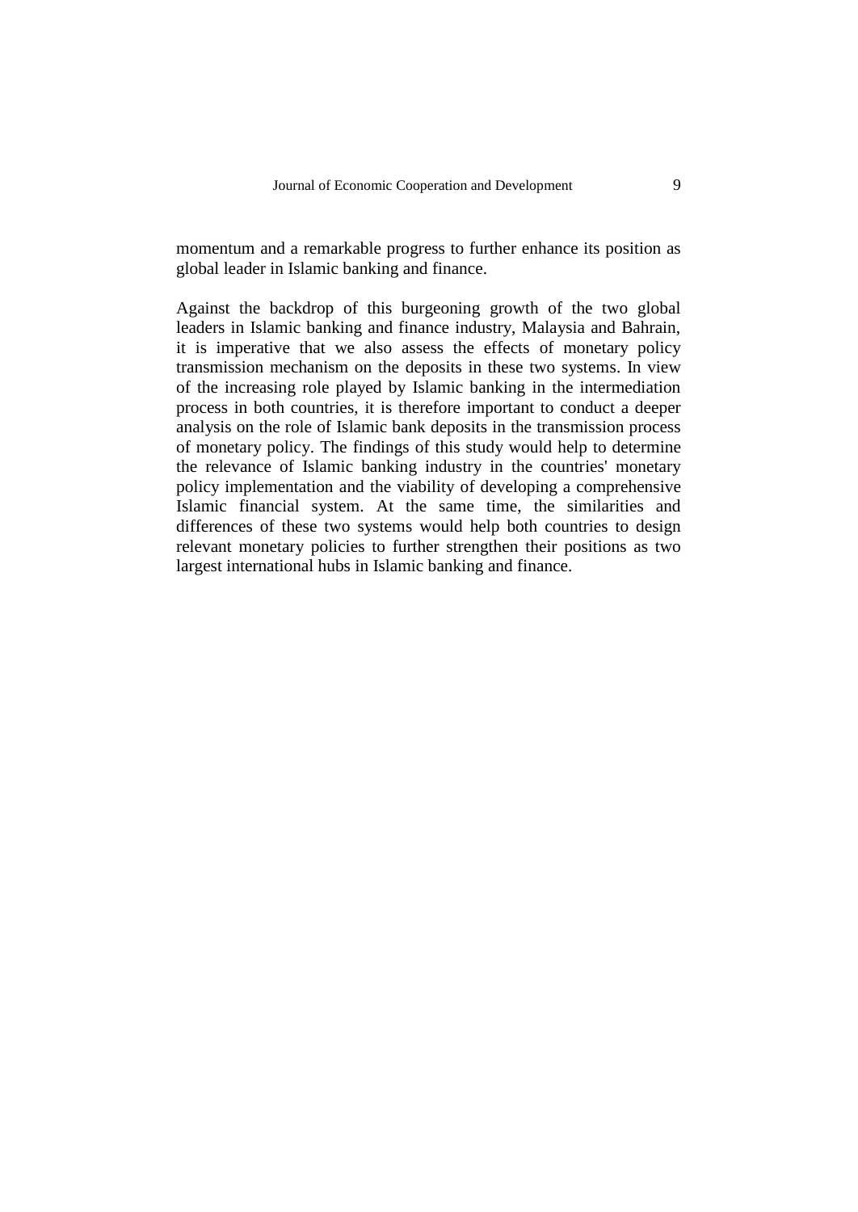momentum and a remarkable progress to further enhance its position as global leader in Islamic banking and finance.

Against the backdrop of this burgeoning growth of the two global leaders in Islamic banking and finance industry, Malaysia and Bahrain, it is imperative that we also assess the effects of monetary policy transmission mechanism on the deposits in these two systems. In view of the increasing role played by Islamic banking in the intermediation process in both countries, it is therefore important to conduct a deeper analysis on the role of Islamic bank deposits in the transmission process of monetary policy. The findings of this study would help to determine the relevance of Islamic banking industry in the countries' monetary policy implementation and the viability of developing a comprehensive Islamic financial system. At the same time, the similarities and differences of these two systems would help both countries to design relevant monetary policies to further strengthen their positions as two largest international hubs in Islamic banking and finance.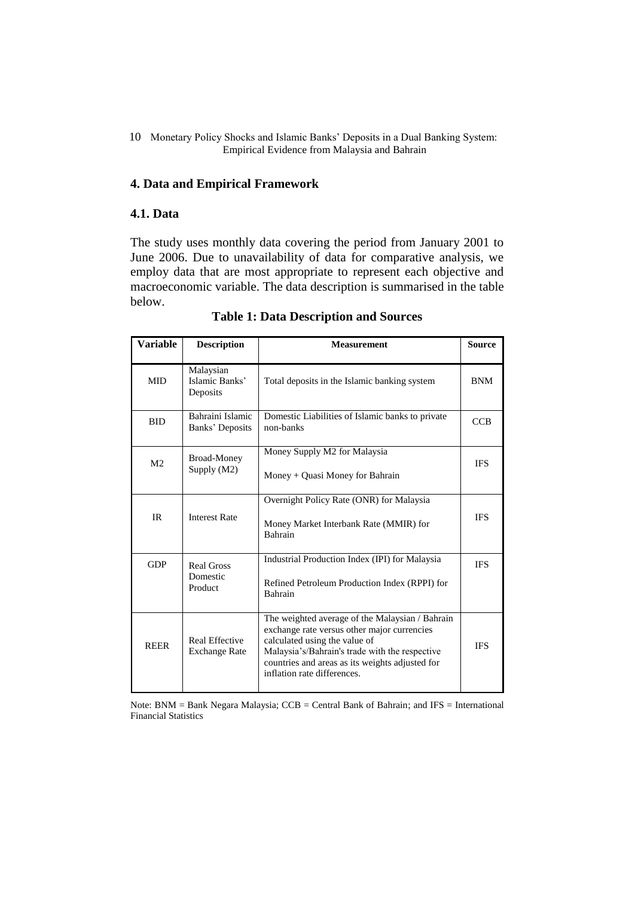## 4. Data and Empirical Framework

### 4.1. Data

The study uses monthly data covering the period from January 2001 to June 2006. Due to unavailability of data for comparative analysis, we employ data that are most appropriate to represent each objective and macroeconomic variable. The data description is summarised in the table below.

**Table 1: Data Description and Sources**

| Variable | Description | Measurement | Source |
|---|---|---|---|
| MID | Malaysian Islamic Banks' Deposits | Total deposits in the Islamic banking system | BNM |
| BID | Bahraini Islamic Banks' Deposits | Domestic Liabilities of Islamic banks to private non-banks | CCB |
| M2 | Broad-Money Supply (M2) | Money Supply M2 for Malaysia<br><br>Money + Quasi Money for Bahrain | IFS |
| IR | Interest Rate | Overnight Policy Rate (ONR) for Malaysia<br><br>Money Market Interbank Rate (MMIR) for Bahrain | IFS |
| GDP | Real Gross Domestic Product | Industrial Production Index (IPI) for Malaysia<br><br>Refined Petroleum Production Index (RPPI) for Bahrain | IFS |
| REER | Real Effective Exchange Rate | The weighted average of the Malaysian / Bahrain exchange rate versus other major currencies calculated using the value of Malaysia's/Bahrain's trade with the respective countries and areas as its weights adjusted for inflation rate differences. | IFS |

Note: BNM = Bank Negara Malaysia; CCB = Central Bank of Bahrain; and IFS = International Financial Statistics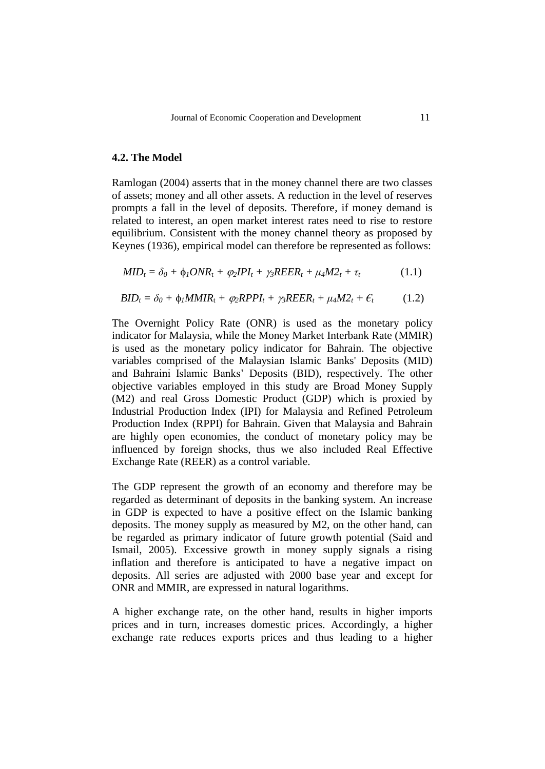## 4.2. The Model

Ramlogan (2004) asserts that in the money channel there are two classes of assets; money and all other assets. A reduction in the level of reserves prompts a fall in the level of deposits. Therefore, if money demand is related to interest, an open market interest rates need to rise to restore equilibrium. Consistent with the money channel theory as proposed by Keynes (1936), empirical model can therefore be represented as follows:

$$MID_t = \delta_0 + \phi_1 ONR_t + \varphi_2 IPI_t + \gamma_3 REER_t + \mu_4 M2_t + \tau_t \qquad (1.1)$$

$$BID_t = \delta_0 + \phi_1 MMIR_t + \varphi_2 RPPI_t + \gamma_3 REER_t + \mu_4 M2_t + \epsilon_t \qquad (1.2)$$

The Overnight Policy Rate (ONR) is used as the monetary policy indicator for Malaysia, while the Money Market Interbank Rate (MMIR) is used as the monetary policy indicator for Bahrain. The objective variables comprised of the Malaysian Islamic Banks' Deposits (MID) and Bahraini Islamic Banks' Deposits (BID), respectively. The other objective variables employed in this study are Broad Money Supply (M2) and real Gross Domestic Product (GDP) which is proxied by Industrial Production Index (IPI) for Malaysia and Refined Petroleum Production Index (RPPI) for Bahrain. Given that Malaysia and Bahrain are highly open economies, the conduct of monetary policy may be influenced by foreign shocks, thus we also included Real Effective Exchange Rate (REER) as a control variable.

The GDP represent the growth of an economy and therefore may be regarded as determinant of deposits in the banking system. An increase in GDP is expected to have a positive effect on the Islamic banking deposits. The money supply as measured by M2, on the other hand, can be regarded as primary indicator of future growth potential (Said and Ismail, 2005). Excessive growth in money supply signals a rising inflation and therefore is anticipated to have a negative impact on deposits. All series are adjusted with 2000 base year and except for ONR and MMIR, are expressed in natural logarithms.

A higher exchange rate, on the other hand, results in higher imports prices and in turn, increases domestic prices. Accordingly, a higher exchange rate reduces exports prices and thus leading to a higher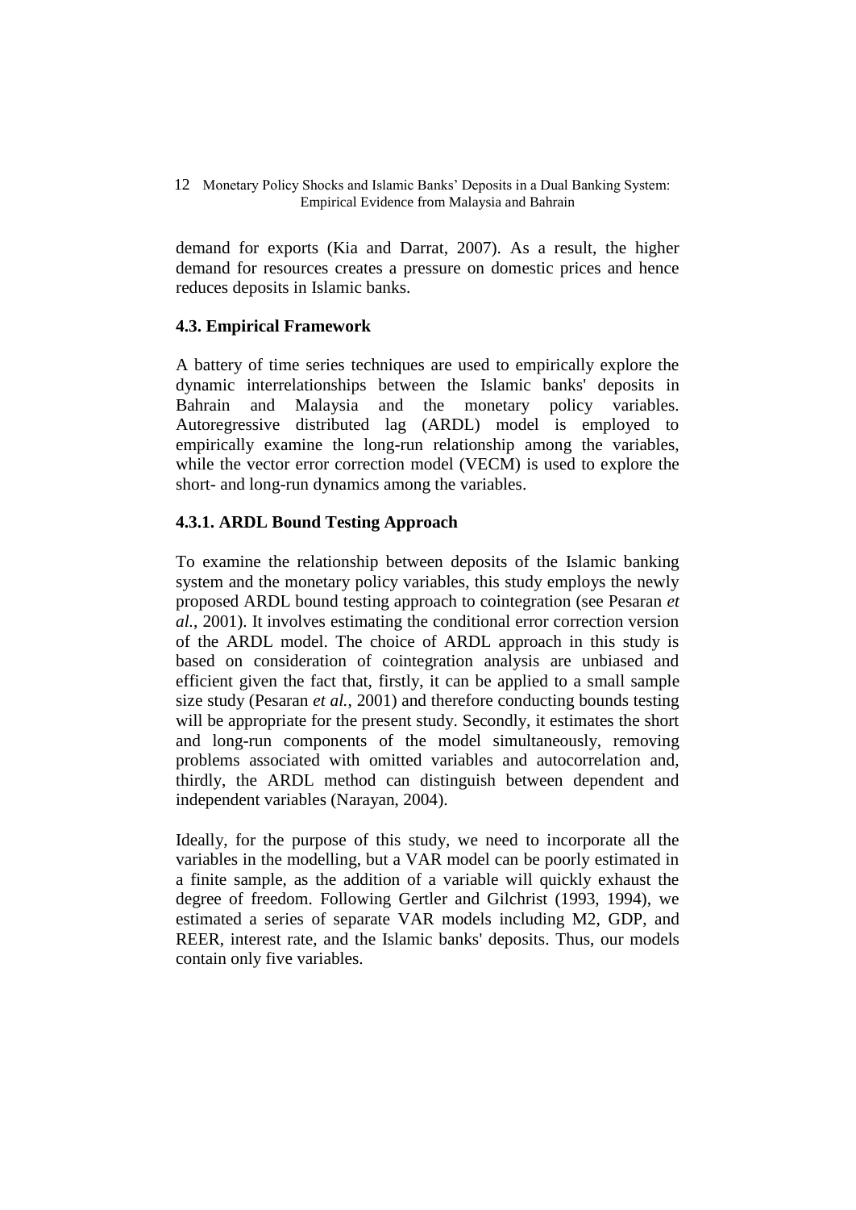demand for exports (Kia and Darrat, 2007). As a result, the higher demand for resources creates a pressure on domestic prices and hence reduces deposits in Islamic banks.

### 4.3. Empirical Framework

A battery of time series techniques are used to empirically explore the dynamic interrelationships between the Islamic banks' deposits in Bahrain and Malaysia and the monetary policy variables. Autoregressive distributed lag (ARDL) model is employed to empirically examine the long-run relationship among the variables, while the vector error correction model (VECM) is used to explore the short- and long-run dynamics among the variables.

#### 4.3.1. ARDL Bound Testing Approach

To examine the relationship between deposits of the Islamic banking system and the monetary policy variables, this study employs the newly proposed ARDL bound testing approach to cointegration (see Pesaran *et al.*, 2001). It involves estimating the conditional error correction version of the ARDL model. The choice of ARDL approach in this study is based on consideration of cointegration analysis are unbiased and efficient given the fact that, firstly, it can be applied to a small sample size study (Pesaran *et al.*, 2001) and therefore conducting bounds testing will be appropriate for the present study. Secondly, it estimates the short and long-run components of the model simultaneously, removing problems associated with omitted variables and autocorrelation and, thirdly, the ARDL method can distinguish between dependent and independent variables (Narayan, 2004).

Ideally, for the purpose of this study, we need to incorporate all the variables in the modelling, but a VAR model can be poorly estimated in a finite sample, as the addition of a variable will quickly exhaust the degree of freedom. Following Gertler and Gilchrist (1993, 1994), we estimated a series of separate VAR models including M2, GDP, and REER, interest rate, and the Islamic banks' deposits. Thus, our models contain only five variables.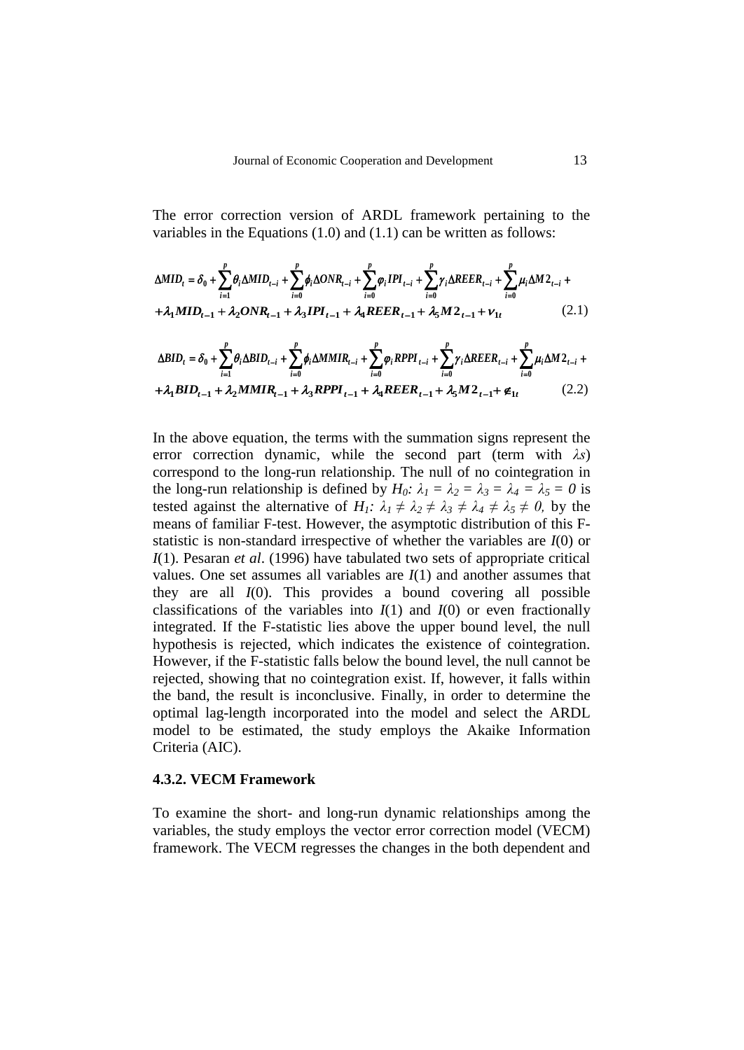The error correction version of ARDL framework pertaining to the variables in the Equations (1.0) and (1.1) can be written as follows:

$$\Delta MID_t = \delta_0 + \sum_{i=1}^{p}\theta_i \Delta MID_{t-i} + \sum_{i=0}^{p}\phi_i \Delta ONR_{t-i} + \sum_{i=0}^{p}\varphi_i IPI_{t-i} + \sum_{i=0}^{p}\gamma_i \Delta REER_{t-i} + \sum_{i=0}^{p}\mu_i \Delta M2_{t-i} + \\ + \lambda_1 MID_{t-1} + \lambda_2 ONR_{t-1} + \lambda_3 IPI_{t-1} + \lambda_4 REER_{t-1} + \lambda_5 M2_{t-1} + \nu_{1t} \tag{2.1}$$

$$\Delta BID_t = \delta_0 + \sum_{i=1}^{p}\theta_i \Delta BID_{t-i} + \sum_{i=0}^{p}\phi_i \Delta MMIR_{t-i} + \sum_{i=0}^{p}\varphi_i RPPI_{t-i} + \sum_{i=0}^{p}\gamma_i \Delta REER_{t-i} + \sum_{i=0}^{p}\mu_i \Delta M2_{t-i} + \\ + \lambda_1 BID_{t-1} + \lambda_2 MMIR_{t-1} + \lambda_3 RPPI_{t-1} + \lambda_4 REER_{t-1} + \lambda_5 M2_{t-1} + \notin_{1t} \tag{2.2}$$

In the above equation, the terms with the summation signs represent the error correction dynamic, while the second part (term with $\lambda s$) correspond to the long-run relationship. The null of no cointegration in the long-run relationship is defined by $H_0$: $\lambda_1 = \lambda_2 = \lambda_3 = \lambda_4 = \lambda_5 = 0$ is tested against the alternative of $H_1$: $\lambda_1 \neq \lambda_2 \neq \lambda_3 \neq \lambda_4 \neq \lambda_5 \neq 0$, by the means of familiar F-test. However, the asymptotic distribution of this F-statistic is non-standard irrespective of whether the variables are $I(0)$ or $I(1)$. Pesaran *et al*. (1996) have tabulated two sets of appropriate critical values. One set assumes all variables are $I(1)$ and another assumes that they are all $I(0)$. This provides a bound covering all possible classifications of the variables into $I(1)$ and $I(0)$ or even fractionally integrated. If the F-statistic lies above the upper bound level, the null hypothesis is rejected, which indicates the existence of cointegration. However, if the F-statistic falls below the bound level, the null cannot be rejected, showing that no cointegration exist. If, however, it falls within the band, the result is inconclusive. Finally, in order to determine the optimal lag-length incorporated into the model and select the ARDL model to be estimated, the study employs the Akaike Information Criteria (AIC).

#### 4.3.2. VECM Framework

To examine the short- and long-run dynamic relationships among the variables, the study employs the vector error correction model (VECM) framework. The VECM regresses the changes in the both dependent and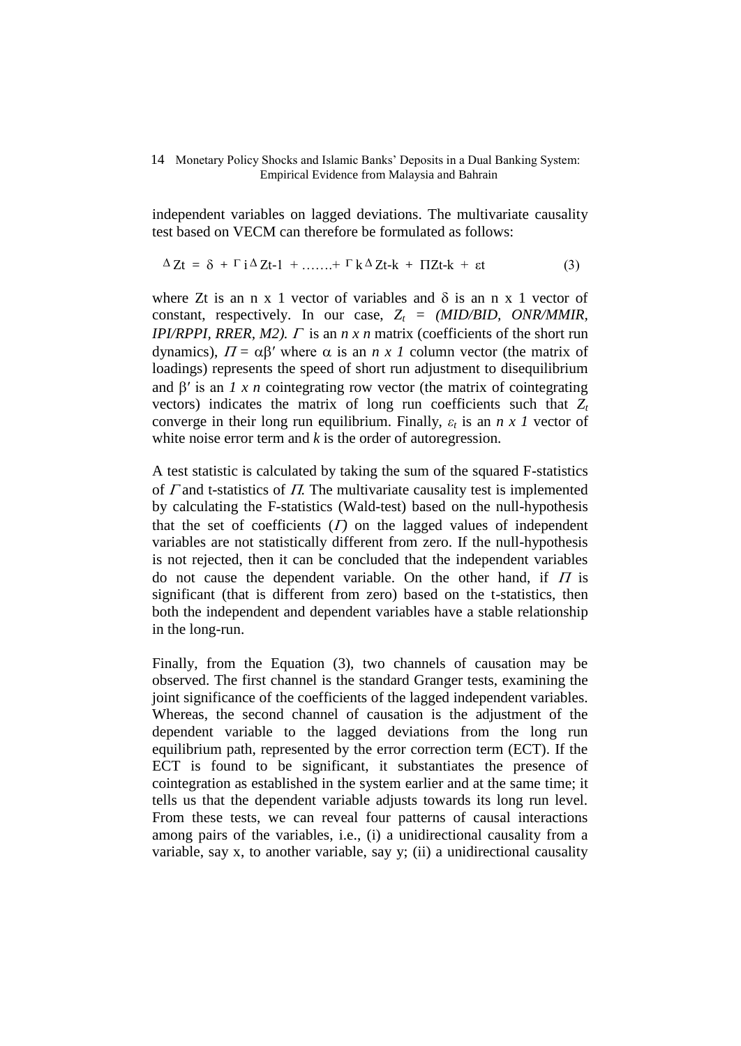independent variables on lagged deviations. The multivariate causality test based on VECM can therefore be formulated as follows:

$$\Delta Z_t = \delta + \Gamma_i \Delta Z_{t-1} + \ldots\ldots + \Gamma_k \Delta Z_{t-k} + \Pi Z_{t-k} + \varepsilon_t \qquad (3)$$

where Zt is an n x 1 vector of variables and $\delta$ is an n x 1 vector of constant, respectively. In our case, $Z_t$ = *(MID/BID, ONR/MMIR, IPI/RPPI, RRER, M2).* $\Gamma$ is an *n x n* matrix (coefficients of the short run dynamics), $\Pi = \alpha\beta'$ where $\alpha$ is an *n x 1* column vector (the matrix of loadings) represents the speed of short run adjustment to disequilibrium and $\beta'$ is an *1 x n* cointegrating row vector (the matrix of cointegrating vectors) indicates the matrix of long run coefficients such that $Z_t$ converge in their long run equilibrium. Finally, $\varepsilon_t$ is an *n x 1* vector of white noise error term and *k* is the order of autoregression.

A test statistic is calculated by taking the sum of the squared F-statistics of $\Gamma$ and t-statistics of $\Pi$. The multivariate causality test is implemented by calculating the F-statistics (Wald-test) based on the null-hypothesis that the set of coefficients ($\Gamma$) on the lagged values of independent variables are not statistically different from zero. If the null-hypothesis is not rejected, then it can be concluded that the independent variables do not cause the dependent variable. On the other hand, if $\Pi$ is significant (that is different from zero) based on the t-statistics, then both the independent and dependent variables have a stable relationship in the long-run.

Finally, from the Equation (3), two channels of causation may be observed. The first channel is the standard Granger tests, examining the joint significance of the coefficients of the lagged independent variables. Whereas, the second channel of causation is the adjustment of the dependent variable to the lagged deviations from the long run equilibrium path, represented by the error correction term (ECT). If the ECT is found to be significant, it substantiates the presence of cointegration as established in the system earlier and at the same time; it tells us that the dependent variable adjusts towards its long run level. From these tests, we can reveal four patterns of causal interactions among pairs of the variables, i.e., (i) a unidirectional causality from a variable, say x, to another variable, say y; (ii) a unidirectional causality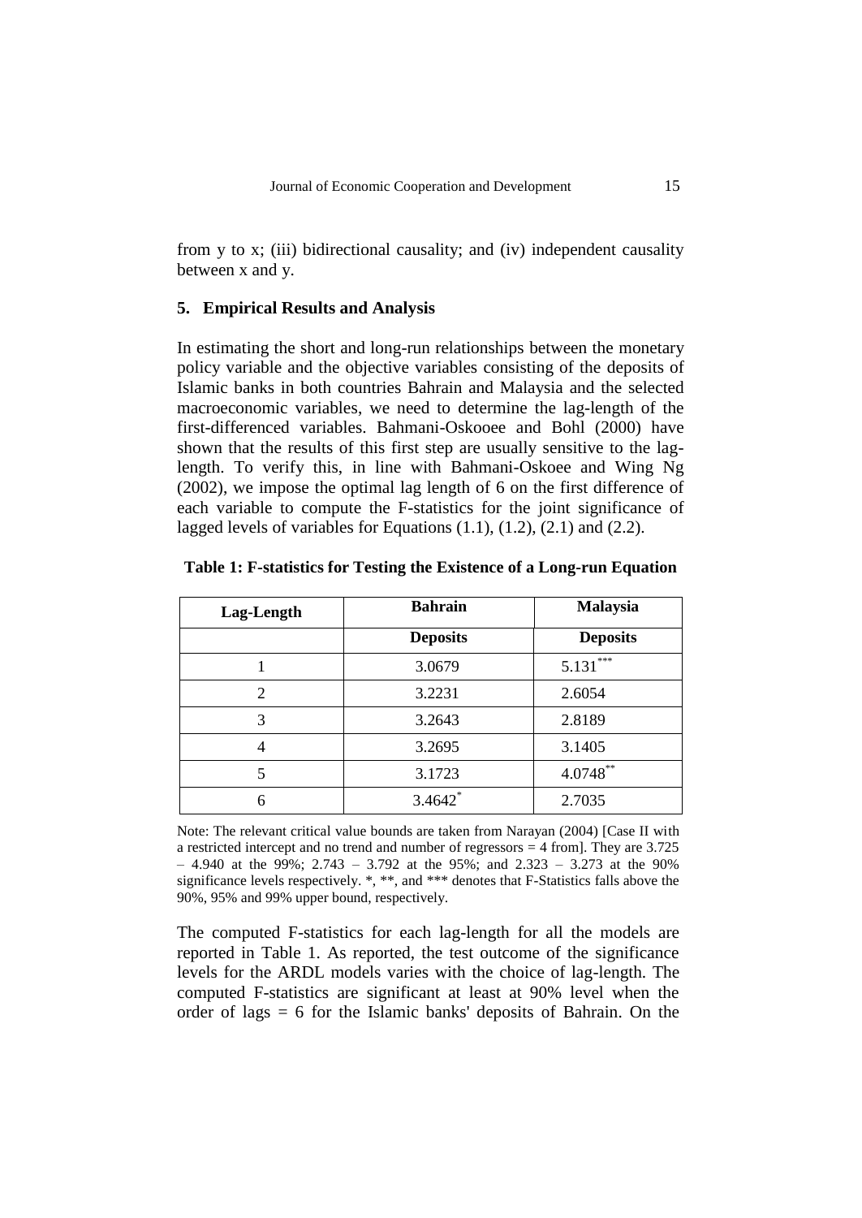from y to x; (iii) bidirectional causality; and (iv) independent causality between x and y.

## 5. Empirical Results and Analysis

In estimating the short and long-run relationships between the monetary policy variable and the objective variables consisting of the deposits of Islamic banks in both countries Bahrain and Malaysia and the selected macroeconomic variables, we need to determine the lag-length of the first-differenced variables. Bahmani-Oskooee and Bohl (2000) have shown that the results of this first step are usually sensitive to the lag-length. To verify this, in line with Bahmani-Oskoee and Wing Ng (2002), we impose the optimal lag length of 6 on the first difference of each variable to compute the F-statistics for the joint significance of lagged levels of variables for Equations (1.1), (1.2), (2.1) and (2.2).

**Table 1: F-statistics for Testing the Existence of a Long-run Equation**

| Lag-Length | Bahrain | Malaysia |
|---|---|---|
| | Deposits | Deposits |
| 1 | 3.0679 | 5.131*** |
| 2 | 3.2231 | 2.6054 |
| 3 | 3.2643 | 2.8189 |
| 4 | 3.2695 | 3.1405 |
| 5 | 3.1723 | 4.0748** |
| 6 | 3.4642* | 2.7035 |

Note: The relevant critical value bounds are taken from Narayan (2004) [Case II with a restricted intercept and no trend and number of regressors = 4 from]. They are 3.725 – 4.940 at the 99%; 2.743 – 3.792 at the 95%; and 2.323 – 3.273 at the 90% significance levels respectively. *, **, and *** denotes that F-Statistics falls above the 90%, 95% and 99% upper bound, respectively.

The computed F-statistics for each lag-length for all the models are reported in Table 1. As reported, the test outcome of the significance levels for the ARDL models varies with the choice of lag-length. The computed F-statistics are significant at least at 90% level when the order of lags = 6 for the Islamic banks' deposits of Bahrain. On the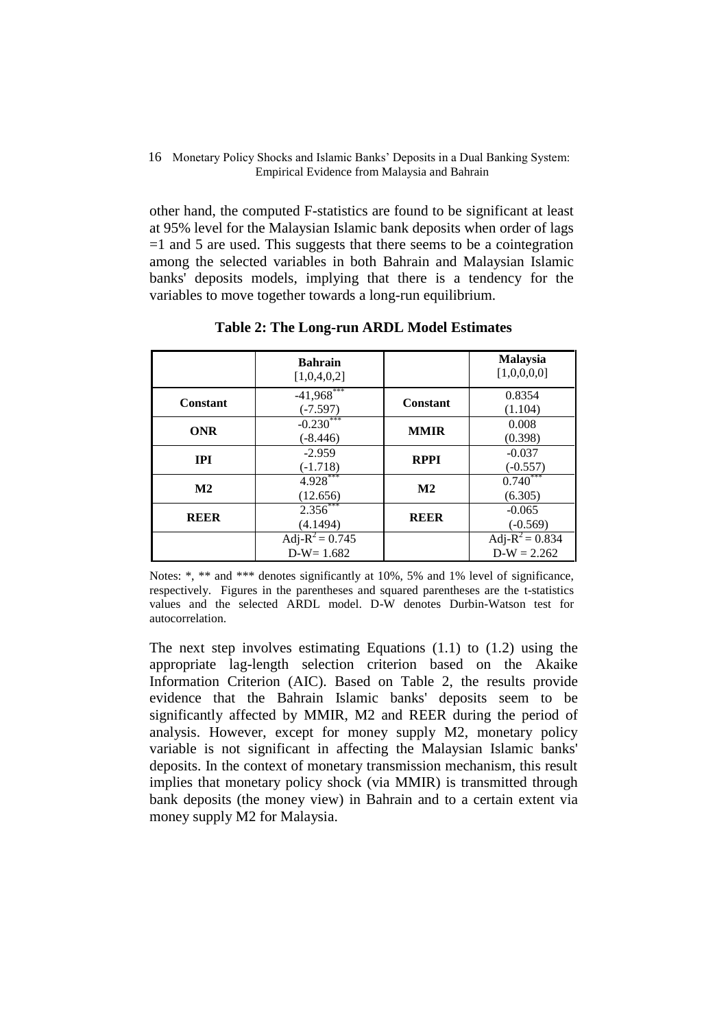other hand, the computed F-statistics are found to be significant at least at 95% level for the Malaysian Islamic bank deposits when order of lags =1 and 5 are used. This suggests that there seems to be a cointegration among the selected variables in both Bahrain and Malaysian Islamic banks' deposits models, implying that there is a tendency for the variables to move together towards a long-run equilibrium.

**Table 2: The Long-run ARDL Model Estimates**

| | **Bahrain** [1,0,4,0,2] | | **Malaysia** [1,0,0,0,0] |
|---|---|---|---|
| **Constant** | -41,968*** (-7.597) | **Constant** | 0.8354 (1.104) |
| **ONR** | -0.230*** (-8.446) | **MMIR** | 0.008 (0.398) |
| **IPI** | -2.959 (-1.718) | **RPPI** | -0.037 (-0.557) |
| **M2** | 4.928*** (12.656) | **M2** | 0.740*** (6.305) |
| **REER** | 2.356*** (4.1494) | **REER** | -0.065 (-0.569) |
| | Adj-$R^2$ = 0.745 D-W= 1.682 | | Adj-$R^2$ = 0.834 D-W = 2.262 |

Notes: *, ** and *** denotes significantly at 10%, 5% and 1% level of significance, respectively. Figures in the parentheses and squared parentheses are the t-statistics values and the selected ARDL model. D-W denotes Durbin-Watson test for autocorrelation.

The next step involves estimating Equations (1.1) to (1.2) using the appropriate lag-length selection criterion based on the Akaike Information Criterion (AIC). Based on Table 2, the results provide evidence that the Bahrain Islamic banks' deposits seem to be significantly affected by MMIR, M2 and REER during the period of analysis. However, except for money supply M2, monetary policy variable is not significant in affecting the Malaysian Islamic banks' deposits. In the context of monetary transmission mechanism, this result implies that monetary policy shock (via MMIR) is transmitted through bank deposits (the money view) in Bahrain and to a certain extent via money supply M2 for Malaysia.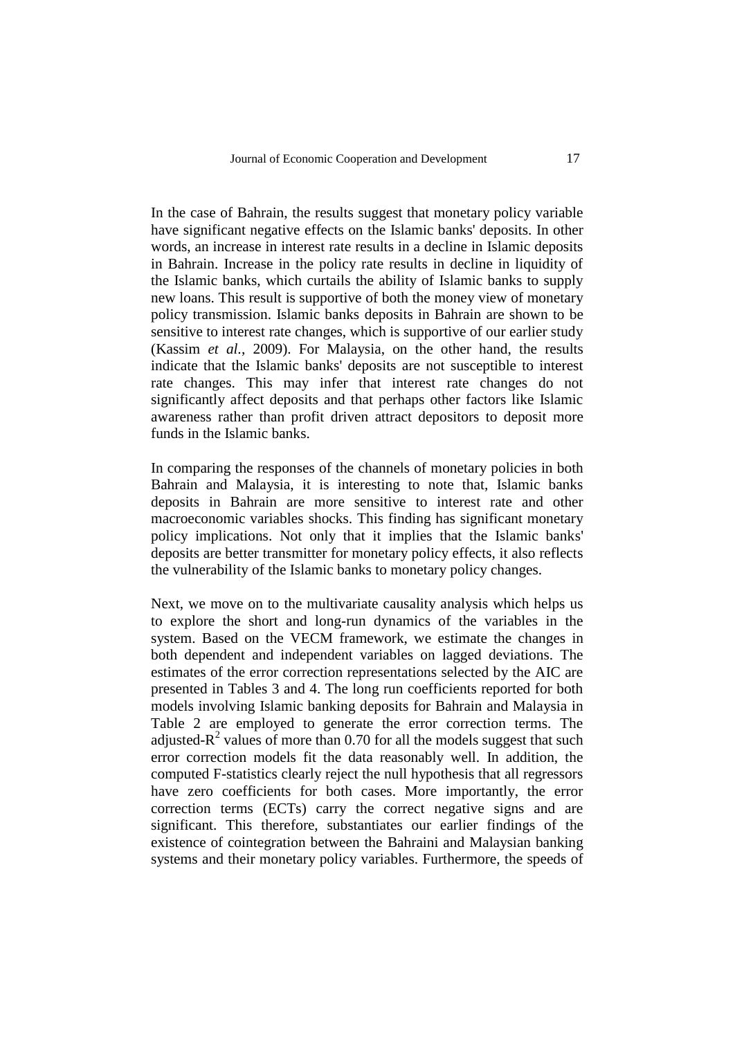In the case of Bahrain, the results suggest that monetary policy variable have significant negative effects on the Islamic banks' deposits. In other words, an increase in interest rate results in a decline in Islamic deposits in Bahrain. Increase in the policy rate results in decline in liquidity of the Islamic banks, which curtails the ability of Islamic banks to supply new loans. This result is supportive of both the money view of monetary policy transmission. Islamic banks deposits in Bahrain are shown to be sensitive to interest rate changes, which is supportive of our earlier study (Kassim *et al.*, 2009). For Malaysia, on the other hand, the results indicate that the Islamic banks' deposits are not susceptible to interest rate changes. This may infer that interest rate changes do not significantly affect deposits and that perhaps other factors like Islamic awareness rather than profit driven attract depositors to deposit more funds in the Islamic banks.

In comparing the responses of the channels of monetary policies in both Bahrain and Malaysia, it is interesting to note that, Islamic banks deposits in Bahrain are more sensitive to interest rate and other macroeconomic variables shocks. This finding has significant monetary policy implications. Not only that it implies that the Islamic banks' deposits are better transmitter for monetary policy effects, it also reflects the vulnerability of the Islamic banks to monetary policy changes.

Next, we move on to the multivariate causality analysis which helps us to explore the short and long-run dynamics of the variables in the system. Based on the VECM framework, we estimate the changes in both dependent and independent variables on lagged deviations. The estimates of the error correction representations selected by the AIC are presented in Tables 3 and 4. The long run coefficients reported for both models involving Islamic banking deposits for Bahrain and Malaysia in Table 2 are employed to generate the error correction terms. The adjusted-$R^2$ values of more than 0.70 for all the models suggest that such error correction models fit the data reasonably well. In addition, the computed F-statistics clearly reject the null hypothesis that all regressors have zero coefficients for both cases. More importantly, the error correction terms (ECTs) carry the correct negative signs and are significant. This therefore, substantiates our earlier findings of the existence of cointegration between the Bahraini and Malaysian banking systems and their monetary policy variables. Furthermore, the speeds of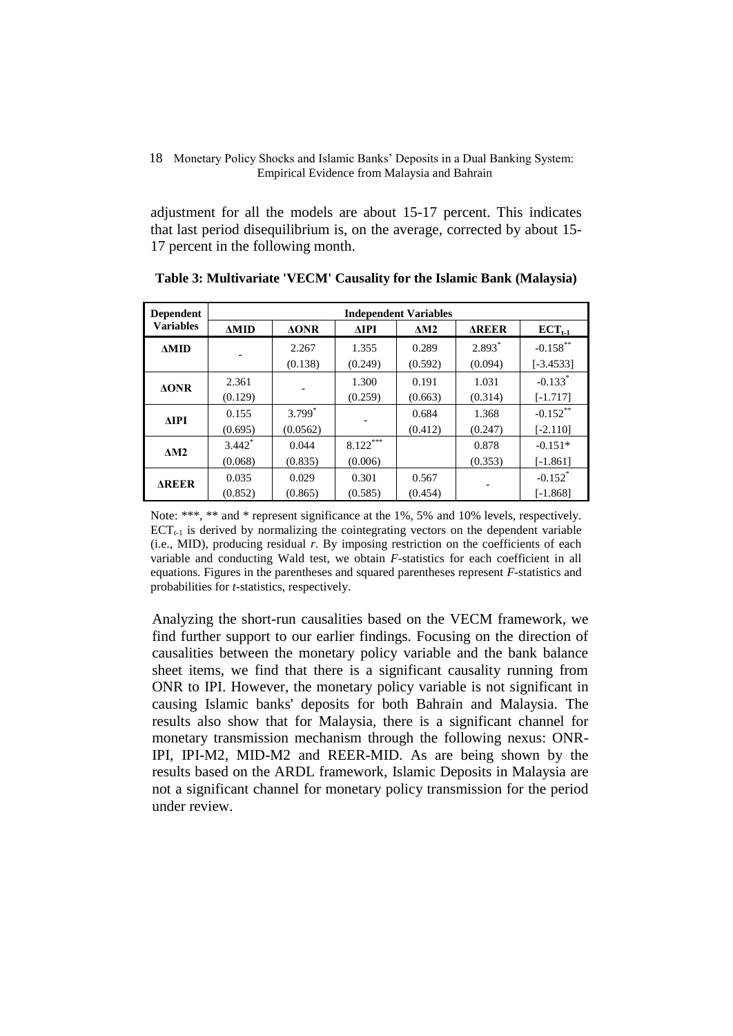adjustment for all the models are about 15-17 percent. This indicates that last period disequilibrium is, on the average, corrected by about 15-17 percent in the following month.

**Table 3: Multivariate 'VECM' Causality for the Islamic Bank (Malaysia)**

| Dependent Variables | Independent Variables | | | | | |
|---|---|---|---|---|---|---|
| | ΔMID | ΔONR | ΔIPI | ΔM2 | ΔREER | $ECT_{t-1}$ |
| **ΔMID** | - | 2.267 (0.138) | 1.355 (0.249) | 0.289 (0.592) | 2.893* (0.094) | -0.158** [-3.4533] |
| **ΔONR** | 2.361 (0.129) | - | 1.300 (0.259) | 0.191 (0.663) | 1.031 (0.314) | -0.133* [-1.717] |
| **ΔIPI** | 0.155 (0.695) | 3.799* (0.0562) | - | 0.684 (0.412) | 1.368 (0.247) | -0.152** [-2.110] |
| **ΔM2** | 3.442* (0.068) | 0.044 (0.835) | 8.122*** (0.006) | | 0.878 (0.353) | -0.151* [-1.861] |
| **ΔREER** | 0.035 (0.852) | 0.029 (0.865) | 0.301 (0.585) | 0.567 (0.454) | - | -0.152* [-1.868] |

Note: ***, ** and * represent significance at the 1%, 5% and 10% levels, respectively. $ECT_{t-1}$ is derived by normalizing the cointegrating vectors on the dependent variable (i.e., MID), producing residual *r*. By imposing restriction on the coefficients of each variable and conducting Wald test, we obtain *F*-statistics for each coefficient in all equations. Figures in the parentheses and squared parentheses represent *F*-statistics and probabilities for *t*-statistics, respectively.

Analyzing the short-run causalities based on the VECM framework, we find further support to our earlier findings. Focusing on the direction of causalities between the monetary policy variable and the bank balance sheet items, we find that there is a significant causality running from ONR to IPI. However, the monetary policy variable is not significant in causing Islamic banks' deposits for both Bahrain and Malaysia. The results also show that for Malaysia, there is a significant channel for monetary transmission mechanism through the following nexus: ONR-IPI, IPI-M2, MID-M2 and REER-MID. As are being shown by the results based on the ARDL framework, Islamic Deposits in Malaysia are not a significant channel for monetary policy transmission for the period under review.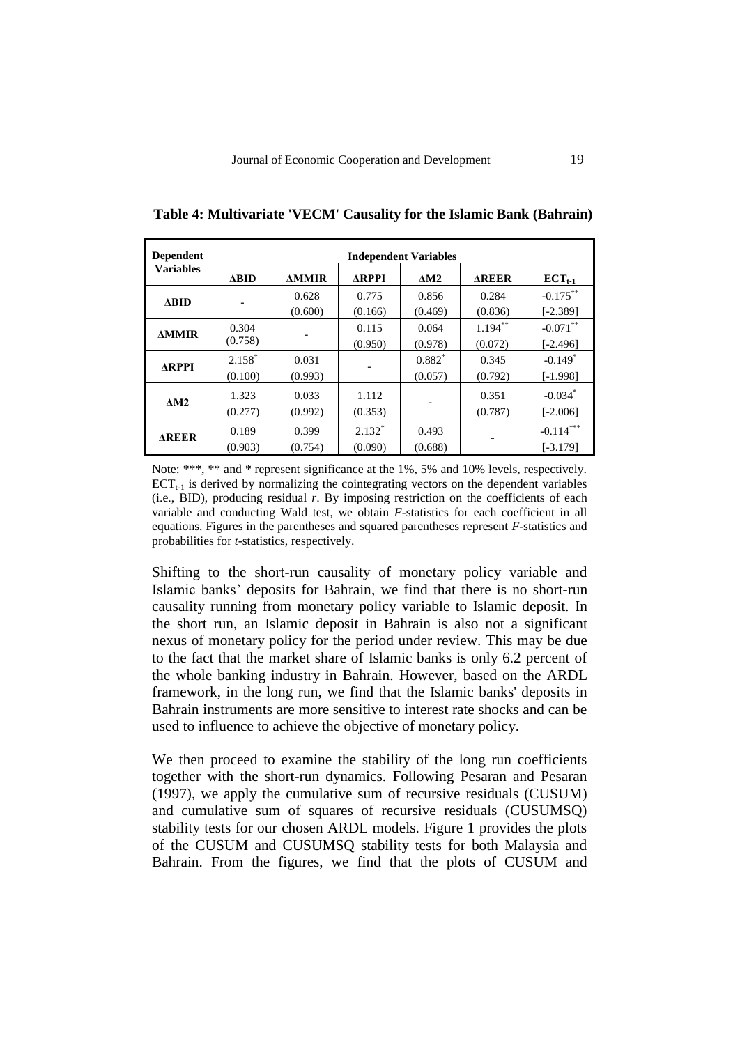**Table 4: Multivariate 'VECM' Causality for the Islamic Bank (Bahrain)**

| Dependent Variables | Independent Variables | | | | | |
|---|---|---|---|---|---|---|
| | $\Delta$BID | $\Delta$MMIR | $\Delta$RPPI | $\Delta$M2 | $\Delta$REER | $ECT_{t-1}$ |
| $\Delta$BID | - | 0.628 (0.600) | 0.775 (0.166) | 0.856 (0.469) | 0.284 (0.836) | $-0.175^{**}$ [-2.389] |
| $\Delta$MMIR | 0.304 (0.758) | - | 0.115 (0.950) | 0.064 (0.978) | $1.194^{**}$ (0.072) | $-0.071^{**}$ [-2.496] |
| $\Delta$RPPI | $2.158^{*}$ (0.100) | 0.031 (0.993) | - | $0.882^{*}$ (0.057) | 0.345 (0.792) | $-0.149^{*}$ [-1.998] |
| $\Delta$M2 | 1.323 (0.277) | 0.033 (0.992) | 1.112 (0.353) | - | 0.351 (0.787) | $-0.034^{*}$ [-2.006] |
| $\Delta$REER | 0.189 (0.903) | 0.399 (0.754) | $2.132^{*}$ (0.090) | 0.493 (0.688) | - | $-0.114^{***}$ [-3.179] |

Note: ***, ** and * represent significance at the 1%, 5% and 10% levels, respectively. $ECT_{t-1}$ is derived by normalizing the cointegrating vectors on the dependent variables (i.e., BID), producing residual *r*. By imposing restriction on the coefficients of each variable and conducting Wald test, we obtain *F*-statistics for each coefficient in all equations. Figures in the parentheses and squared parentheses represent *F*-statistics and probabilities for *t*-statistics, respectively.

Shifting to the short-run causality of monetary policy variable and Islamic banks' deposits for Bahrain, we find that there is no short-run causality running from monetary policy variable to Islamic deposit. In the short run, an Islamic deposit in Bahrain is also not a significant nexus of monetary policy for the period under review. This may be due to the fact that the market share of Islamic banks is only 6.2 percent of the whole banking industry in Bahrain. However, based on the ARDL framework, in the long run, we find that the Islamic banks' deposits in Bahrain instruments are more sensitive to interest rate shocks and can be used to influence to achieve the objective of monetary policy.

We then proceed to examine the stability of the long run coefficients together with the short-run dynamics. Following Pesaran and Pesaran (1997), we apply the cumulative sum of recursive residuals (CUSUM) and cumulative sum of squares of recursive residuals (CUSUMSQ) stability tests for our chosen ARDL models. Figure 1 provides the plots of the CUSUM and CUSUMSQ stability tests for both Malaysia and Bahrain. From the figures, we find that the plots of CUSUM and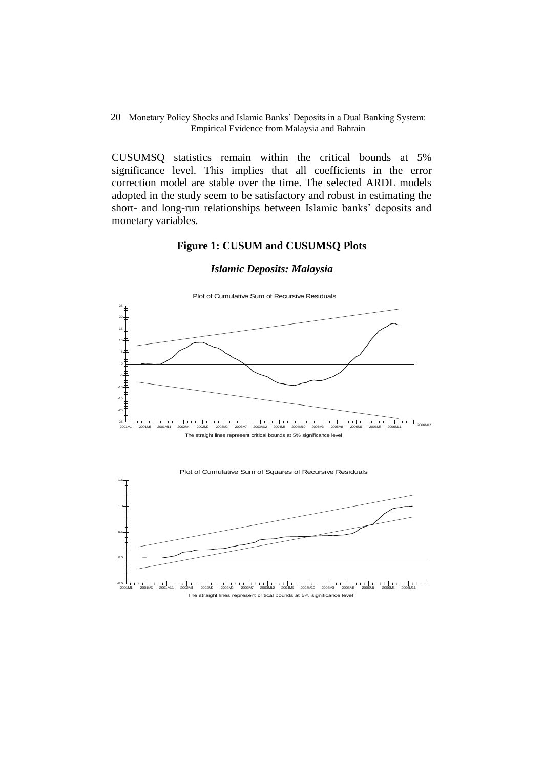CUSUMSQ statistics remain within the critical bounds at 5% significance level. This implies that all coefficients in the error correction model are stable over the time. The selected ARDL models adopted in the study seem to be satisfactory and robust in estimating the short- and long-run relationships between Islamic banks' deposits and monetary variables.

**Figure 1: CUSUM and CUSUMSQ Plots**

***Islamic Deposits: Malaysia***

Plot of Cumulative Sum of Recursive Residuals

The straight lines represent critical bounds at 5% significance level

Plot of Cumulative Sum of Squares of Recursive Residuals

The straight lines represent critical bounds at 5% significance level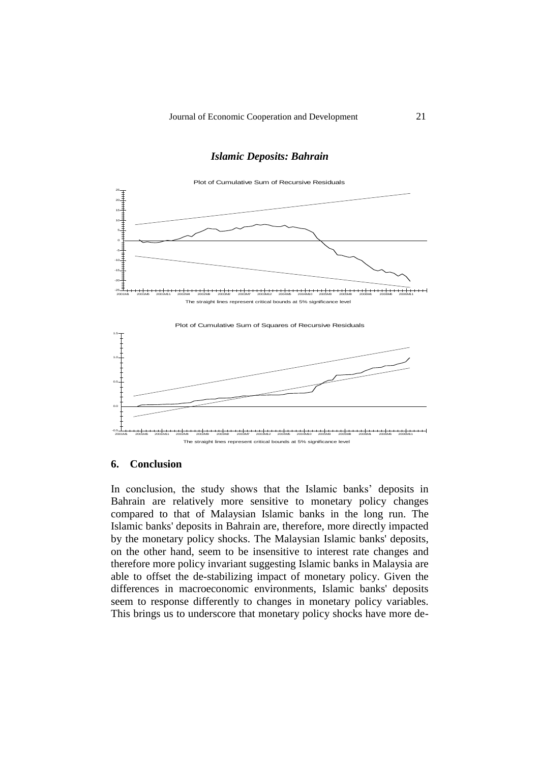### *Islamic Deposits: Bahrain*

Plot of Cumulative Sum of Recursive Residuals

The straight lines represent critical bounds at 5% significance level

Plot of Cumulative Sum of Squares of Recursive Residuals

The straight lines represent critical bounds at 5% significance level

## 6. Conclusion

In conclusion, the study shows that the Islamic banks' deposits in Bahrain are relatively more sensitive to monetary policy changes compared to that of Malaysian Islamic banks in the long run. The Islamic banks' deposits in Bahrain are, therefore, more directly impacted by the monetary policy shocks. The Malaysian Islamic banks' deposits, on the other hand, seem to be insensitive to interest rate changes and therefore more policy invariant suggesting Islamic banks in Malaysia are able to offset the de-stabilizing impact of monetary policy. Given the differences in macroeconomic environments, Islamic banks' deposits seem to response differently to changes in monetary policy variables. This brings us to underscore that monetary policy shocks have more de-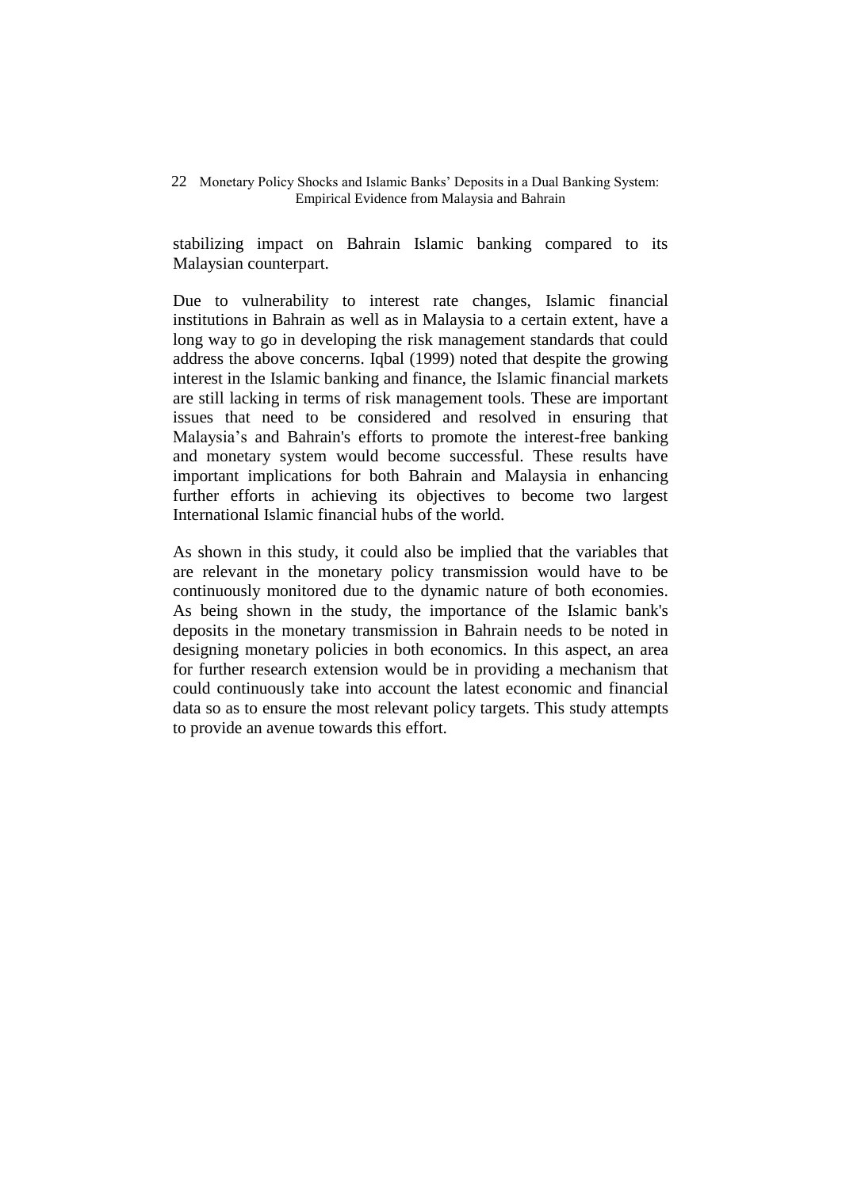stabilizing impact on Bahrain Islamic banking compared to its Malaysian counterpart.

Due to vulnerability to interest rate changes, Islamic financial institutions in Bahrain as well as in Malaysia to a certain extent, have a long way to go in developing the risk management standards that could address the above concerns. Iqbal (1999) noted that despite the growing interest in the Islamic banking and finance, the Islamic financial markets are still lacking in terms of risk management tools. These are important issues that need to be considered and resolved in ensuring that Malaysia's and Bahrain's efforts to promote the interest-free banking and monetary system would become successful. These results have important implications for both Bahrain and Malaysia in enhancing further efforts in achieving its objectives to become two largest International Islamic financial hubs of the world.

As shown in this study, it could also be implied that the variables that are relevant in the monetary policy transmission would have to be continuously monitored due to the dynamic nature of both economies. As being shown in the study, the importance of the Islamic bank's deposits in the monetary transmission in Bahrain needs to be noted in designing monetary policies in both economics. In this aspect, an area for further research extension would be in providing a mechanism that could continuously take into account the latest economic and financial data so as to ensure the most relevant policy targets. This study attempts to provide an avenue towards this effort.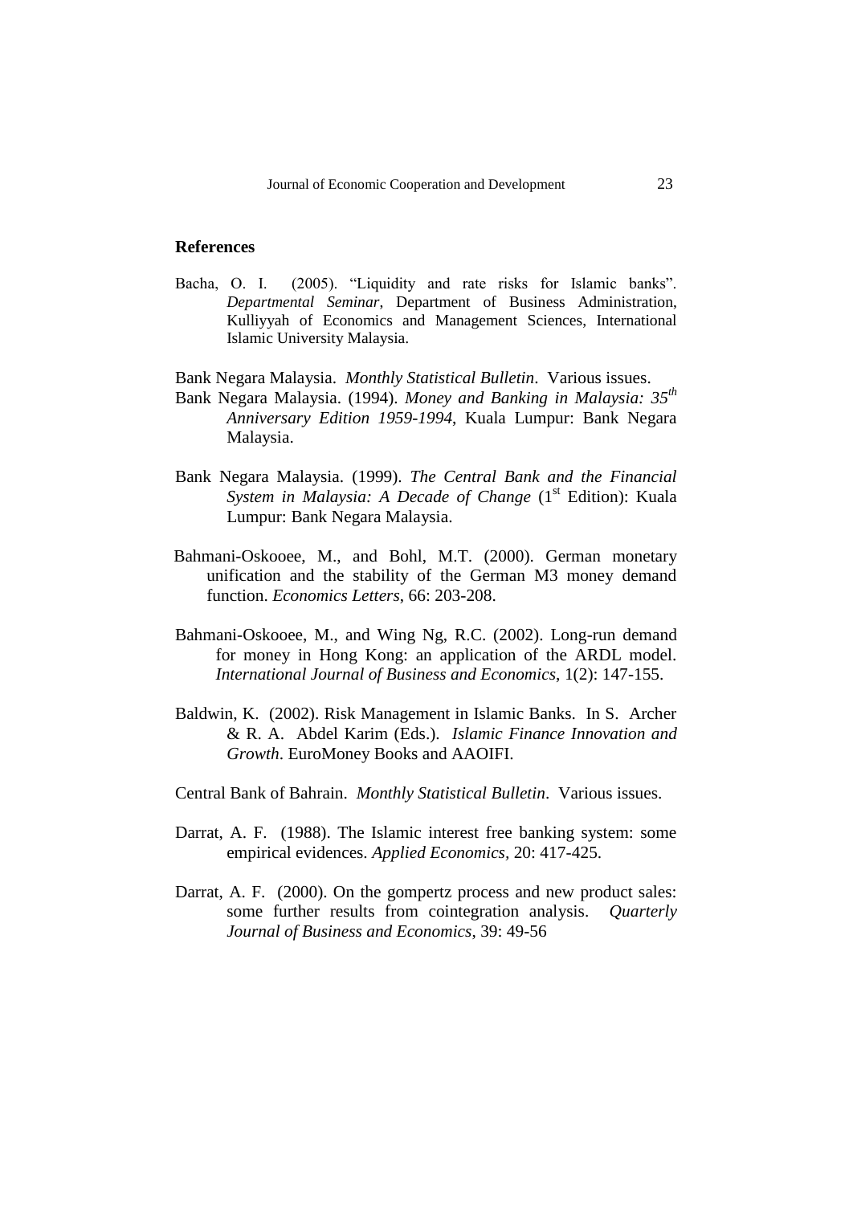## References

Bacha, O. I. (2005). "Liquidity and rate risks for Islamic banks". *Departmental Seminar*, Department of Business Administration, Kulliyyah of Economics and Management Sciences, International Islamic University Malaysia.

Bank Negara Malaysia. *Monthly Statistical Bulletin*. Various issues.

Bank Negara Malaysia. (1994). *Money and Banking in Malaysia: 35th Anniversary Edition 1959-1994*, Kuala Lumpur: Bank Negara Malaysia.

Bank Negara Malaysia. (1999). *The Central Bank and the Financial System in Malaysia: A Decade of Change* (1st Edition): Kuala Lumpur: Bank Negara Malaysia.

Bahmani-Oskooee, M., and Bohl, M.T. (2000). German monetary unification and the stability of the German M3 money demand function. *Economics Letters*, 66: 203-208.

Bahmani-Oskooee, M., and Wing Ng, R.C. (2002). Long-run demand for money in Hong Kong: an application of the ARDL model. *International Journal of Business and Economics*, 1(2): 147-155.

Baldwin, K. (2002). Risk Management in Islamic Banks. In S. Archer & R. A. Abdel Karim (Eds.). *Islamic Finance Innovation and Growth*. EuroMoney Books and AAOIFI.

Central Bank of Bahrain. *Monthly Statistical Bulletin*. Various issues.

Darrat, A. F. (1988). The Islamic interest free banking system: some empirical evidences. *Applied Economics*, 20: 417-425.

Darrat, A. F. (2000). On the gompertz process and new product sales: some further results from cointegration analysis. *Quarterly Journal of Business and Economics*, 39: 49-56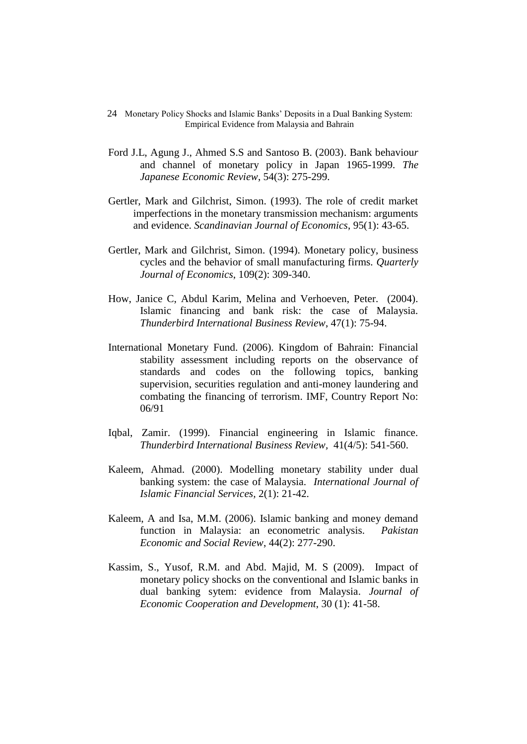Ford J.L, Agung J., Ahmed S.S and Santoso B. (2003). Bank behaviour and channel of monetary policy in Japan 1965-1999. *The Japanese Economic Review*, 54(3): 275-299.

Gertler, Mark and Gilchrist, Simon. (1993). The role of credit market imperfections in the monetary transmission mechanism: arguments and evidence. *Scandinavian Journal of Economics*, 95(1): 43-65.

Gertler, Mark and Gilchrist, Simon. (1994). Monetary policy, business cycles and the behavior of small manufacturing firms. *Quarterly Journal of Economics*, 109(2): 309-340.

How, Janice C, Abdul Karim, Melina and Verhoeven, Peter. (2004). Islamic financing and bank risk: the case of Malaysia. *Thunderbird International Business Review*, 47(1): 75-94.

International Monetary Fund. (2006). Kingdom of Bahrain: Financial stability assessment including reports on the observance of standards and codes on the following topics, banking supervision, securities regulation and anti-money laundering and combating the financing of terrorism. IMF, Country Report No: 06/91

Iqbal, Zamir. (1999). Financial engineering in Islamic finance. *Thunderbird International Business Review*, 41(4/5): 541-560.

Kaleem, Ahmad. (2000). Modelling monetary stability under dual banking system: the case of Malaysia. *International Journal of Islamic Financial Services*, 2(1): 21-42.

Kaleem, A and Isa, M.M. (2006). Islamic banking and money demand function in Malaysia: an econometric analysis. *Pakistan Economic and Social Review*, 44(2): 277-290.

Kassim, S., Yusof, R.M. and Abd. Majid, M. S (2009). Impact of monetary policy shocks on the conventional and Islamic banks in dual banking sytem: evidence from Malaysia. *Journal of Economic Cooperation and Development*, 30 (1): 41-58.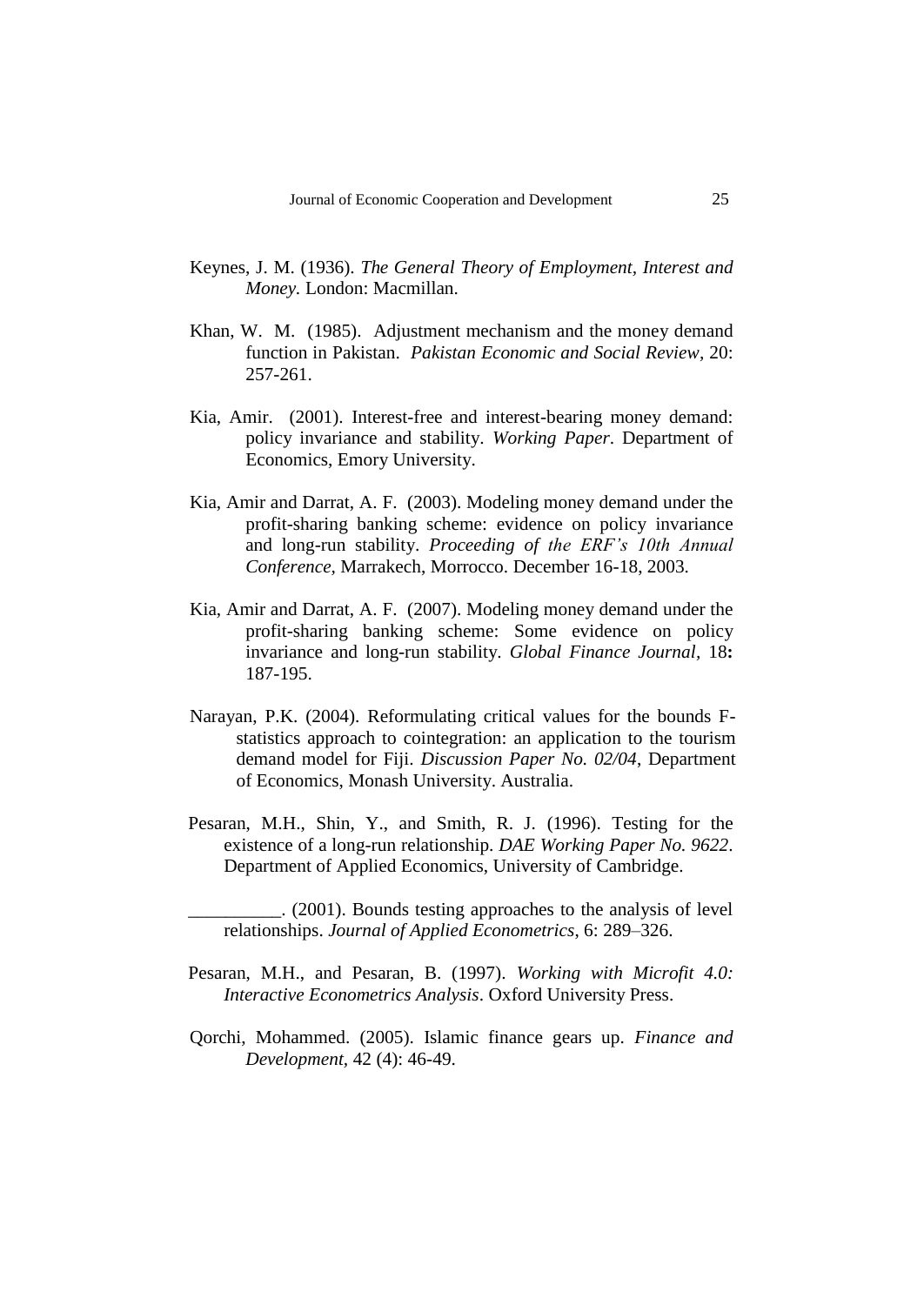Keynes, J. M. (1936). *The General Theory of Employment, Interest and Money.* London: Macmillan.

Khan, W. M. (1985). Adjustment mechanism and the money demand function in Pakistan. *Pakistan Economic and Social Review,* 20: 257-261.

Kia, Amir. (2001). Interest-free and interest-bearing money demand: policy invariance and stability. *Working Paper*. Department of Economics, Emory University.

Kia, Amir and Darrat, A. F. (2003). Modeling money demand under the profit-sharing banking scheme: evidence on policy invariance and long-run stability. *Proceeding of the ERF's 10th Annual Conference*, Marrakech, Morrocco. December 16-18, 2003.

Kia, Amir and Darrat, A. F. (2007). Modeling money demand under the profit-sharing banking scheme: Some evidence on policy invariance and long-run stability. *Global Finance Journal,* 18**:** 187-195.

Narayan, P.K. (2004). Reformulating critical values for the bounds F-statistics approach to cointegration: an application to the tourism demand model for Fiji. *Discussion Paper No. 02/04*, Department of Economics, Monash University. Australia.

Pesaran, M.H., Shin, Y., and Smith, R. J. (1996). Testing for the existence of a long-run relationship. *DAE Working Paper No. 9622*. Department of Applied Economics, University of Cambridge.

__________. (2001). Bounds testing approaches to the analysis of level relationships. *Journal of Applied Econometrics*, 6: 289–326.

Pesaran, M.H., and Pesaran, B. (1997). *Working with Microfit 4.0: Interactive Econometrics Analysis*. Oxford University Press.

Qorchi, Mohammed. (2005). Islamic finance gears up. *Finance and Development,* 42 (4): 46-49.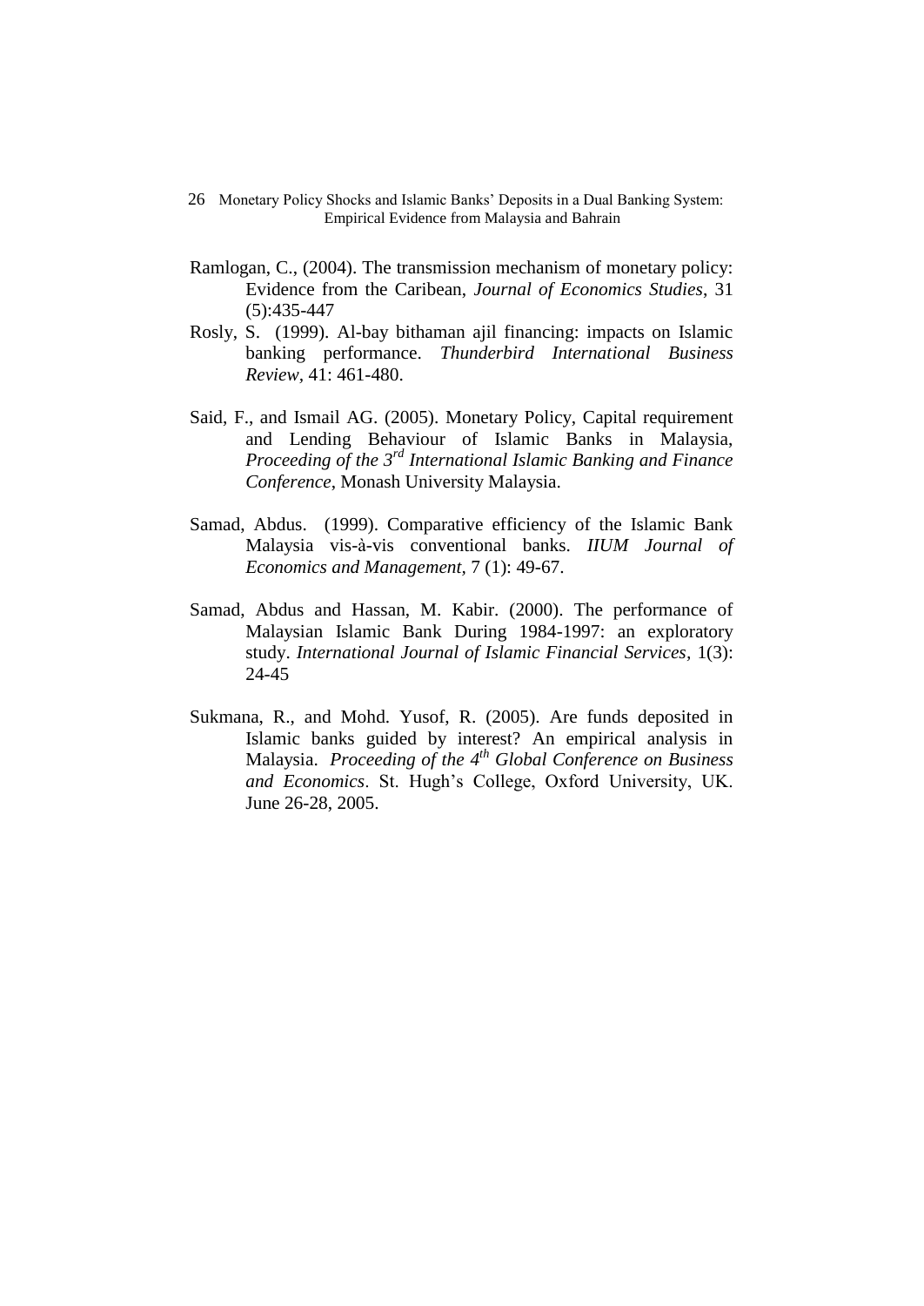Ramlogan, C., (2004). The transmission mechanism of monetary policy: Evidence from the Caribean, *Journal of Economics Studies*, 31 (5):435-447

Rosly, S. (1999). Al-bay bithaman ajil financing: impacts on Islamic banking performance. *Thunderbird International Business Review*, 41: 461-480.

Said, F., and Ismail AG. (2005). Monetary Policy, Capital requirement and Lending Behaviour of Islamic Banks in Malaysia, *Proceeding of the 3rd International Islamic Banking and Finance Conference*, Monash University Malaysia.

Samad, Abdus. (1999). Comparative efficiency of the Islamic Bank Malaysia vis-à-vis conventional banks. *IIUM Journal of Economics and Management*, 7 (1): 49-67.

Samad, Abdus and Hassan, M. Kabir. (2000). The performance of Malaysian Islamic Bank During 1984-1997: an exploratory study. *International Journal of Islamic Financial Services*, 1(3): 24-45

Sukmana, R., and Mohd. Yusof, R. (2005). Are funds deposited in Islamic banks guided by interest? An empirical analysis in Malaysia. *Proceeding of the 4th Global Conference on Business and Economics*. St. Hugh's College, Oxford University, UK. June 26-28, 2005.